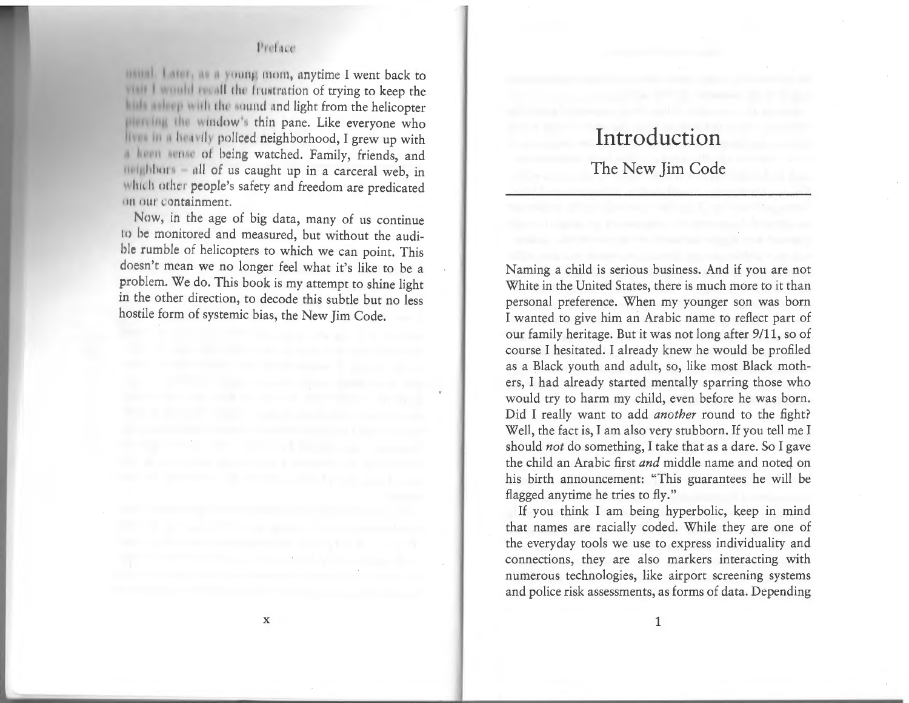usual. Later, as a young mom, anytime I went back to visit I would recall the frustration of trying to keep the kids asleep with the sound and light from the helicopter piercing the window's thin pane. Like everyone who lives in a heavily policed neighborhood, I grew up with a keen sense of being watched. Family, friends, and neighbors – all of us caught up in a carceral web, in which other people's safety and freedom are predicated on our containment.

Now, in the age of big data, many of us continue to be monitored and measured, but without the audible rumble of helicopters to which we can point. This doesn't mean we no longer feel what it's like to be a problem. We do. This book is my attempt to shine light in the other direction, to decode this subtle but no less hostile form of systemic bias, the New Jim Code.

# Introduction

## The New Jim Code

Naming a child is serious business. And if you are not White in the United States, there is much more to it than personal preference. When my younger son was born I wanted to give him an Arabic name to reflect part of our family heritage. But it was not long after 9/11, so of course I hesitated. I already knew he would be profiled as a Black youth and adult, so, like most Black mothers, I had already started mentally sparring those who would try to harm my child, even before he was born. Did I really want to add *another* round to the fight? Well, the fact is, I am also very stubborn. If you tell me I should *not* do something, I take that as a dare. So I gave the child an Arabic first *and* middle name and noted on his birth announcement: "This guarantees he will be flagged anytime he tries to fly."

If you think I am being hyperbolic, keep in mind that names are racially coded. While they are one of the everyday tools we use to express individuality and connections, they are also markers interacting with numerous technologies, like airport screening systems and police risk assessments, as forms of data. Depending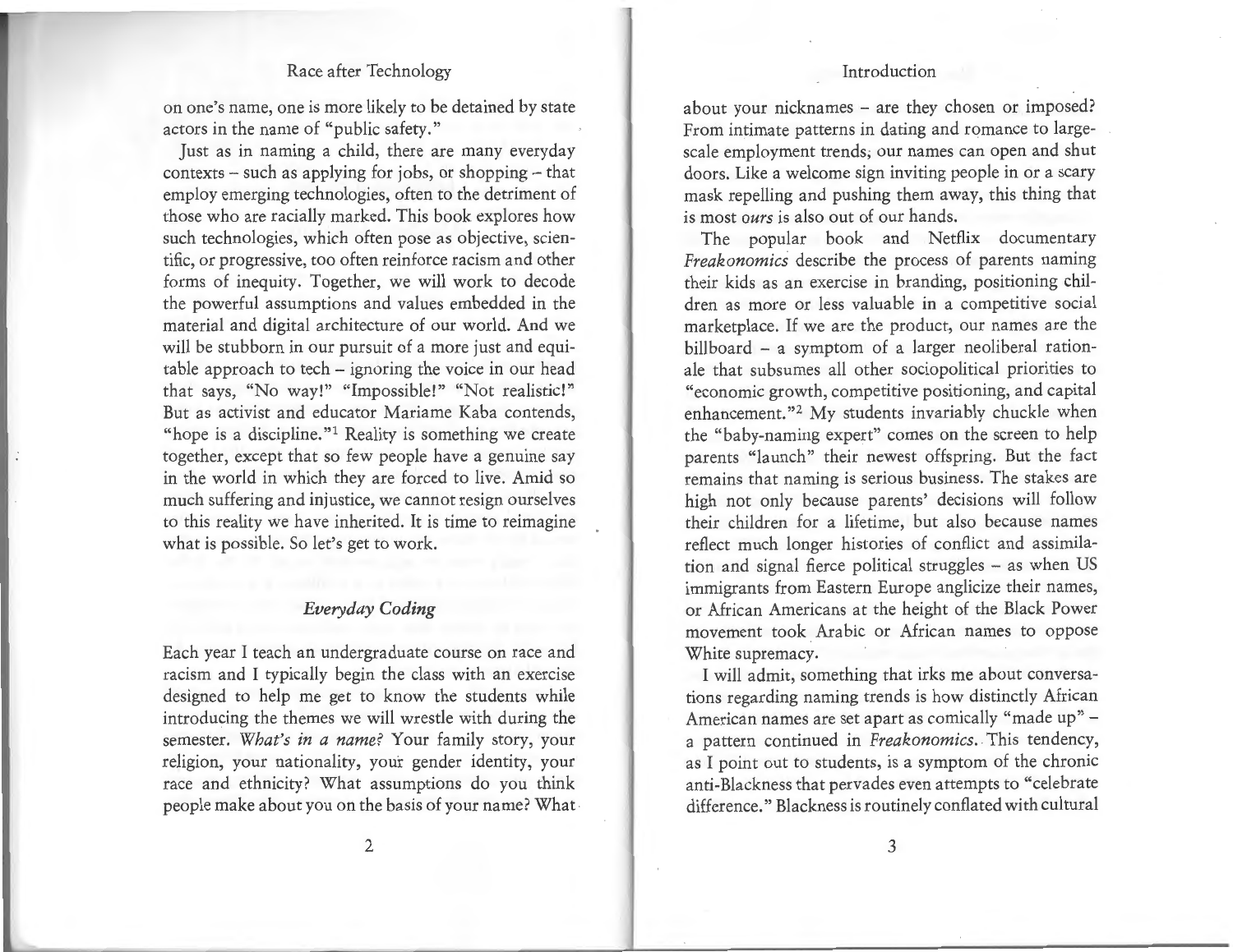on one's name, one is more likely to be detained by state actors in the name of "public safety."

Just as in naming a child, there are many everyday contexts – such as applying for jobs, or shopping – that employ emerging technologies, often to the detriment of those who are racially marked. This book explores how such technologies, which often pose as objective, scientific, or progressive, too often reinforce racism and other forms of inequity. Together, we will work to decode the powerful assumptions and values embedded in the material and digital architecture of our world. And we will be stubborn in our pursuit of a more just and equitable approach to tech – ignoring the voice in our head that says, "No way!" "Impossible!" "Not realistic!" But as activist and educator Mariame Kaba contends, "hope is a discipline."[1] Reality is something we create together, except that so few people have a genuine say in the world in which they are forced to live. Amid so much suffering and injustice, we cannot resign ourselves to this reality we have inherited. It is time to reimagine what is possible. So let's get to work.

### *Everyday Coding*

Each year I teach an undergraduate course on race and racism and I typically begin the class with an exercise designed to help me get to know the students while introducing the themes we will wrestle with during the semester. *What's in a name?* Your family story, your religion, your nationality, your gender identity, your race and ethnicity? What assumptions do you think people make about you on the basis of your name? What about your nicknames – are they chosen or imposed? From intimate patterns in dating and romance to large-scale employment trends, our names can open and shut doors. Like a welcome sign inviting people in or a scary mask repelling and pushing them away, this thing that is most *ours* is also out of our hands.

The popular book and Netflix documentary *Freakonomics* describe the process of parents naming their kids as an exercise in branding, positioning children as more or less valuable in a competitive social marketplace. If we are the product, our names are the billboard – a symptom of a larger neoliberal rationale that subsumes all other sociopolitical priorities to "economic growth, competitive positioning, and capital enhancement."[2] My students invariably chuckle when the "baby-naming expert" comes on the screen to help parents "launch" their newest offspring. But the fact remains that naming is serious business. The stakes are high not only because parents' decisions will follow their children for a lifetime, but also because names reflect much longer histories of conflict and assimilation and signal fierce political struggles – as when US immigrants from Eastern Europe anglicize their names, or African Americans at the height of the Black Power movement took Arabic or African names to oppose White supremacy.

I will admit, something that irks me about conversations regarding naming trends is how distinctly African American names are set apart as comically "made up" – a pattern continued in *Freakonomics*. This tendency, as I point out to students, is a symptom of the chronic anti-Blackness that pervades even attempts to "celebrate difference." Blackness is routinely conflated with cultural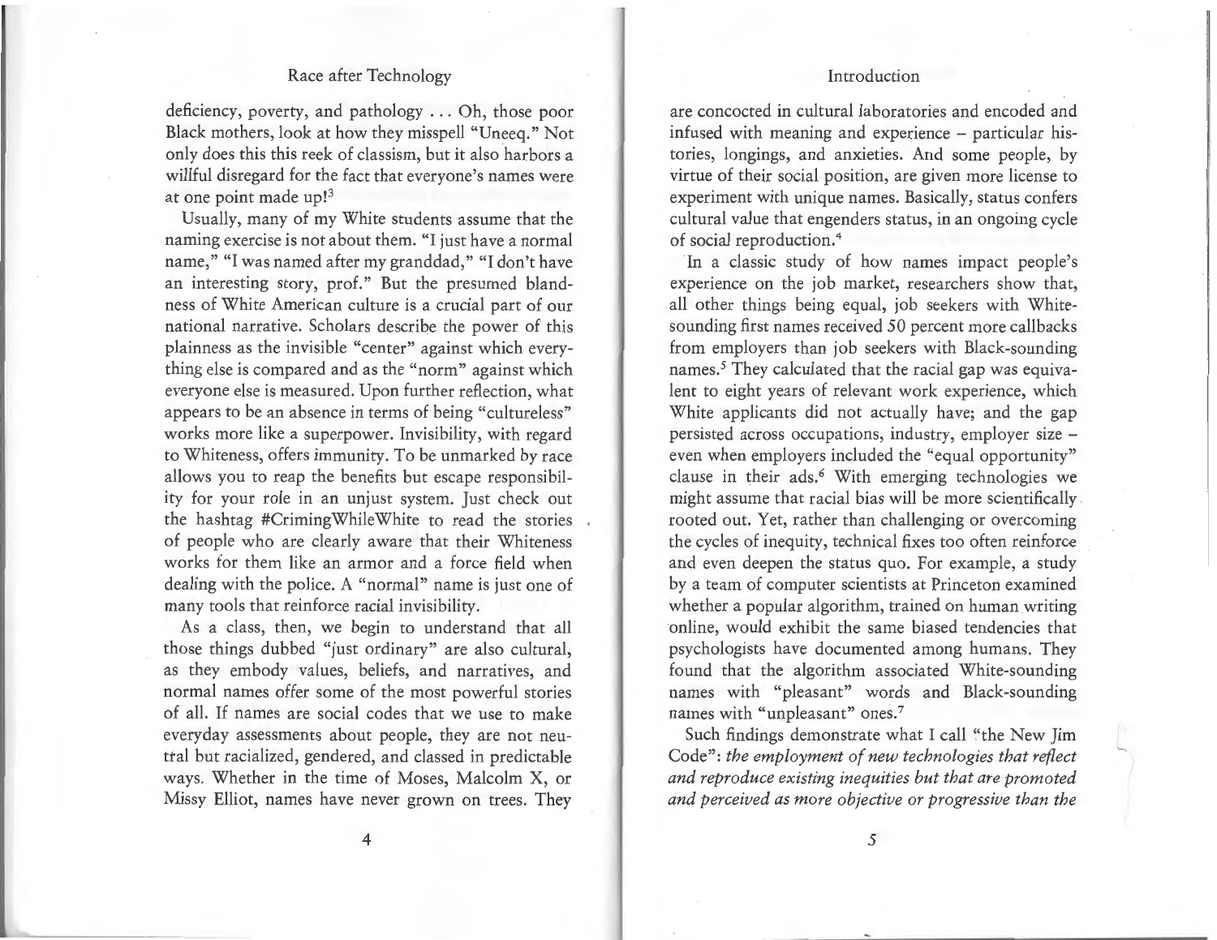deficiency, poverty, and pathology . . . Oh, those poor Black mothers, look at how they misspell "Uneeq." Not only does this this reek of classism, but it also harbors a willful disregard for the fact that everyone's names were at one point made up![3]

Usually, many of my White students assume that the naming exercise is not about them. "I just have a normal name," "I was named after my granddad," "I don't have an interesting story, prof." But the presumed blandness of White American culture is a crucial part of our national narrative. Scholars describe the power of this plainness as the invisible "center" against which everything else is compared and as the "norm" against which everyone else is measured. Upon further reflection, what appears to be an absence in terms of being "cultureless" works more like a superpower. Invisibility, with regard to Whiteness, offers immunity. To be unmarked by race allows you to reap the benefits but escape responsibility for your role in an unjust system. Just check out the hashtag #CrimingWhileWhite to read the stories of people who are clearly aware that their Whiteness works for them like an armor and a force field when dealing with the police. A "normal" name is just one of many tools that reinforce racial invisibility.

As a class, then, we begin to understand that all those things dubbed "just ordinary" are also cultural, as they embody values, beliefs, and narratives, and normal names offer some of the most powerful stories of all. If names are social codes that we use to make everyday assessments about people, they are not neutral but racialized, gendered, and classed in predictable ways. Whether in the time of Moses, Malcolm X, or Missy Elliot, names have never grown on trees. They are concocted in cultural laboratories and encoded and infused with meaning and experience – particular histories, longings, and anxieties. And some people, by virtue of their social position, are given more license to experiment with unique names. Basically, status confers cultural value that engenders status, in an ongoing cycle of social reproduction.[4]

In a classic study of how names impact people's experience on the job market, researchers show that, all other things being equal, job seekers with White-sounding first names received 50 percent more callbacks from employers than job seekers with Black-sounding names.[5] They calculated that the racial gap was equivalent to eight years of relevant work experience, which White applicants did not actually have; and the gap persisted across occupations, industry, employer size – even when employers included the "equal opportunity" clause in their ads.[6] With emerging technologies we might assume that racial bias will be more scientifically rooted out. Yet, rather than challenging or overcoming the cycles of inequity, technical fixes too often reinforce and even deepen the status quo. For example, a study by a team of computer scientists at Princeton examined whether a popular algorithm, trained on human writing online, would exhibit the same biased tendencies that psychologists have documented among humans. They found that the algorithm associated White-sounding names with "pleasant" words and Black-sounding names with "unpleasant" ones.[7]

Such findings demonstrate what I call "the New Jim Code": *the employment of new technologies that reflect and reproduce existing inequities but that are promoted and perceived as more objective or progressive than the*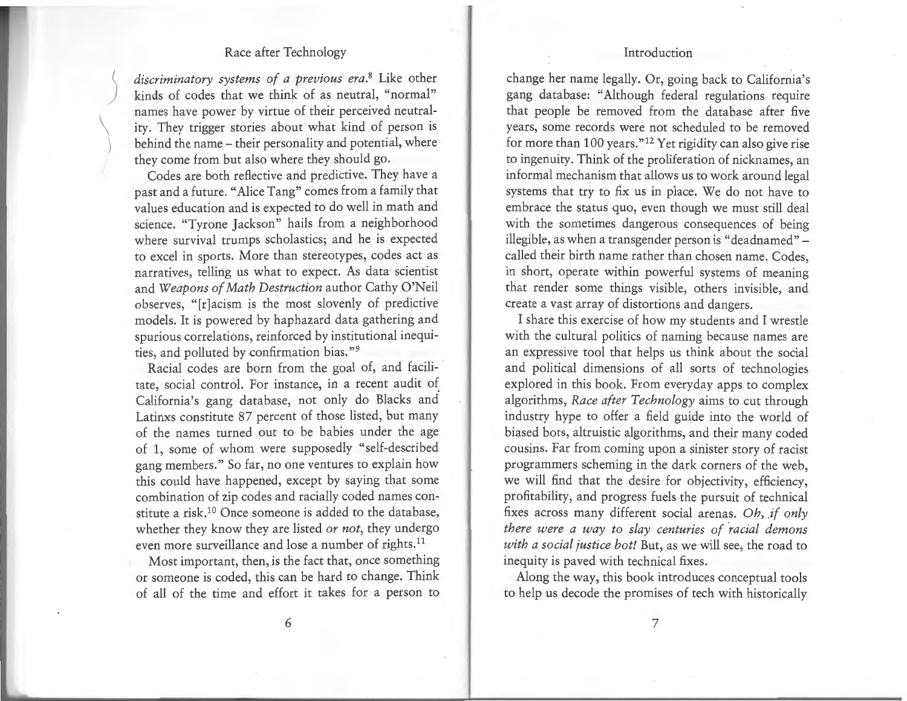*discriminatory systems of a previous era*.[8] Like other kinds of codes that we think of as neutral, "normal" names have power by virtue of their perceived neutrality. They trigger stories about what kind of person is behind the name – their personality and potential, where they come from but also where they should go.

Codes are both reflective and predictive. They have a past and a future. "Alice Tang" comes from a family that values education and is expected to do well in math and science. "Tyrone Jackson" hails from a neighborhood where survival trumps scholastics; and he is expected to excel in sports. More than stereotypes, codes act as narratives, telling us what to expect. As data scientist and *Weapons of Math Destruction* author Cathy O'Neil observes, "[r]acism is the most slovenly of predictive models. It is powered by haphazard data gathering and spurious correlations, reinforced by institutional inequities, and polluted by confirmation bias."[9]

Racial codes are born from the goal of, and facilitate, social control. For instance, in a recent audit of California's gang database, not only do Blacks and Latinxs constitute 87 percent of those listed, but many of the names turned out to be babies under the age of 1, some of whom were supposedly "self-described gang members." So far, no one ventures to explain how this could have happened, except by saying that some combination of zip codes and racially coded names constitute a risk.[10] Once someone is added to the database, whether they know they are listed *or not*, they undergo even more surveillance and lose a number of rights.[11]

Most important, then, is the fact that, once something or someone is coded, this can be hard to change. Think of all of the time and effort it takes for a person to change her name legally. Or, going back to California's gang database: "Although federal regulations require that people be removed from the database after five years, some records were not scheduled to be removed for more than 100 years."[12] Yet rigidity can also give rise to ingenuity. Think of the proliferation of nicknames, an informal mechanism that allows us to work around legal systems that try to fix us in place. We do not have to embrace the status quo, even though we must still deal with the sometimes dangerous consequences of being illegible, as when a transgender person is "deadnamed" – called their birth name rather than chosen name. Codes, in short, operate within powerful systems of meaning that render some things visible, others invisible, and create a vast array of distortions and dangers.

I share this exercise of how my students and I wrestle with the cultural politics of naming because names are an expressive tool that helps us think about the social and political dimensions of all sorts of technologies explored in this book. From everyday apps to complex algorithms, *Race after Technology* aims to cut through industry hype to offer a field guide into the world of biased bots, altruistic algorithms, and their many coded cousins. Far from coming upon a sinister story of racist programmers scheming in the dark corners of the web, we will find that the desire for objectivity, efficiency, profitability, and progress fuels the pursuit of technical fixes across many different social arenas. *Oh, if only there were a way to slay centuries of racial demons with a social justice bot!* But, as we will see, the road to inequity is paved with technical fixes.

Along the way, this book introduces conceptual tools to help us decode the promises of tech with historically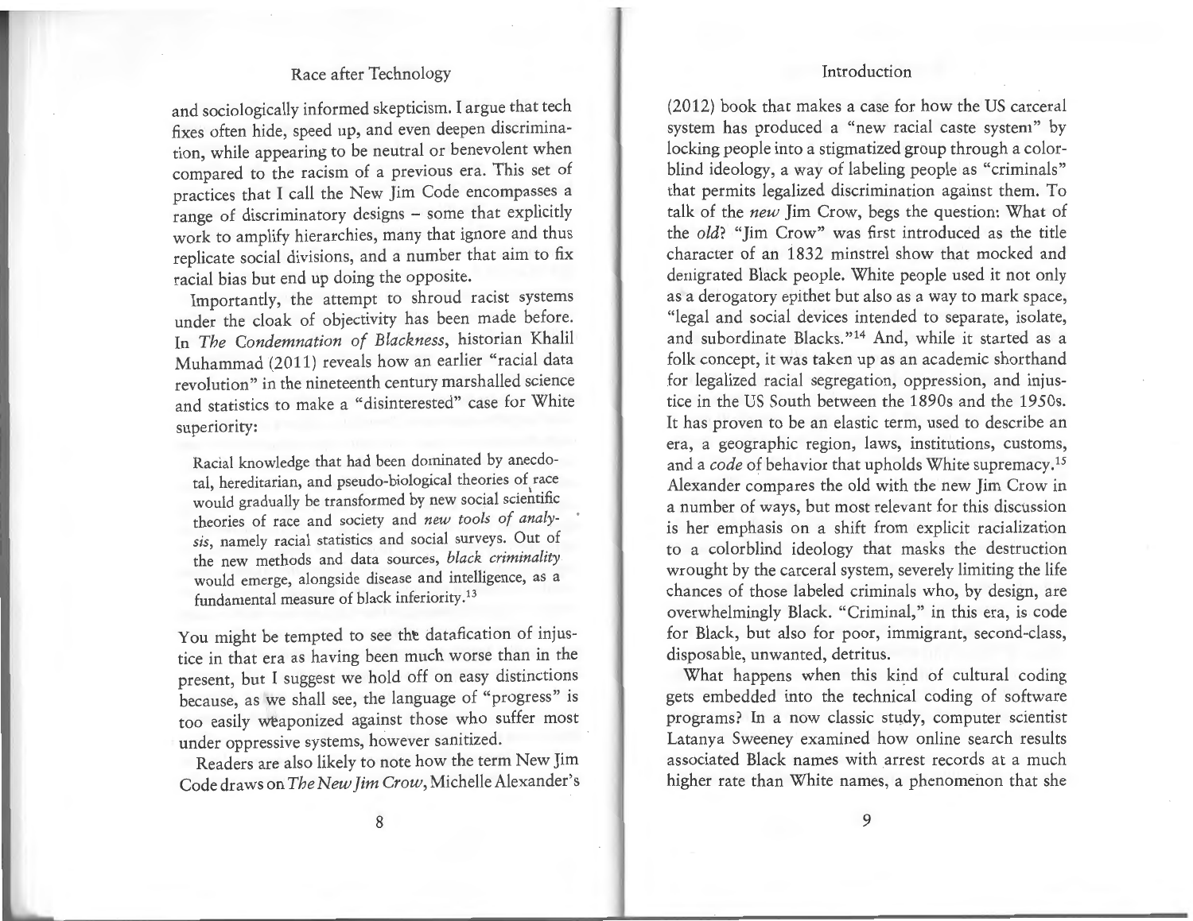and sociologically informed skepticism. I argue that tech fixes often hide, speed up, and even deepen discrimination, while appearing to be neutral or benevolent when compared to the racism of a previous era. This set of practices that I call the New Jim Code encompasses a range of discriminatory designs – some that explicitly work to amplify hierarchies, many that ignore and thus replicate social divisions, and a number that aim to fix racial bias but end up doing the opposite.

Importantly, the attempt to shroud racist systems under the cloak of objectivity has been made before. In *The Condemnation of Blackness*, historian Khalil Muhammad (2011) reveals how an earlier "racial data revolution" in the nineteenth century marshalled science and statistics to make a "disinterested" case for White superiority:

> Racial knowledge that had been dominated by anecdotal, hereditarian, and pseudo-biological theories of race would gradually be transformed by new social scientific theories of race and society and *new tools of analysis*, namely racial statistics and social surveys. Out of the new methods and data sources, *black criminality* would emerge, alongside disease and intelligence, as a fundamental measure of black inferiority.[13]

You might be tempted to see the datafication of injustice in that era as having been much worse than in the present, but I suggest we hold off on easy distinctions because, as we shall see, the language of "progress" is too easily weaponized against those who suffer most under oppressive systems, however sanitized.

Readers are also likely to note how the term New Jim Code draws on *The New Jim Crow*, Michelle Alexander's (2012) book that makes a case for how the US carceral system has produced a "new racial caste system" by locking people into a stigmatized group through a colorblind ideology, a way of labeling people as "criminals" that permits legalized discrimination against them. To talk of the *new* Jim Crow, begs the question: What of the *old*? "Jim Crow" was first introduced as the title character of an 1832 minstrel show that mocked and denigrated Black people. White people used it not only as a derogatory epithet but also as a way to mark space, "legal and social devices intended to separate, isolate, and subordinate Blacks."[14] And, while it started as a folk concept, it was taken up as an academic shorthand for legalized racial segregation, oppression, and injustice in the US South between the 1890s and the 1950s. It has proven to be an elastic term, used to describe an era, a geographic region, laws, institutions, customs, and a *code* of behavior that upholds White supremacy.[15] Alexander compares the old with the new Jim Crow in a number of ways, but most relevant for this discussion is her emphasis on a shift from explicit racialization to a colorblind ideology that masks the destruction wrought by the carceral system, severely limiting the life chances of those labeled criminals who, by design, are overwhelmingly Black. "Criminal," in this era, is code for Black, but also for poor, immigrant, second-class, disposable, unwanted, detritus.

What happens when this kind of cultural coding gets embedded into the technical coding of software programs? In a now classic study, computer scientist Latanya Sweeney examined how online search results associated Black names with arrest records at a much higher rate than White names, a phenomenon that she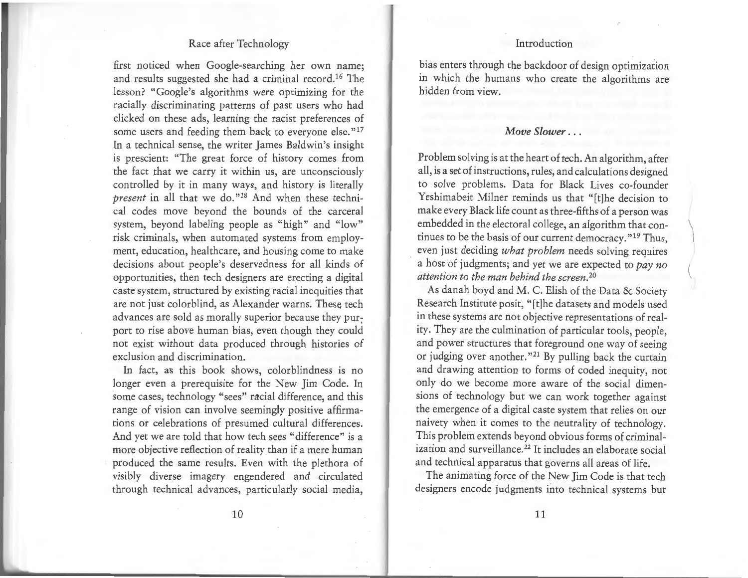first noticed when Google-searching her own name; and results suggested she had a criminal record.[16] The lesson? "Google's algorithms were optimizing for the racially discriminating patterns of past users who had clicked on these ads, learning the racist preferences of some users and feeding them back to everyone else."[17] In a technical sense, the writer James Baldwin's insight is prescient: "The great force of history comes from the fact that we carry it within us, are unconsciously controlled by it in many ways, and history is literally *present* in all that we do."[18] And when these technical codes move beyond the bounds of the carceral system, beyond labeling people as "high" and "low" risk criminals, when automated systems from employment, education, healthcare, and housing come to make decisions about people's deservedness for all kinds of opportunities, then tech designers are erecting a digital caste system, structured by existing racial inequities that are not just colorblind, as Alexander warns. These tech advances are sold as morally superior because they purport to rise above human bias, even though they could not exist without data produced through histories of exclusion and discrimination.

In fact, as this book shows, colorblindness is no longer even a prerequisite for the New Jim Code. In some cases, technology "sees" racial difference, and this range of vision can involve seemingly positive affirmations or celebrations of presumed cultural differences. And yet we are told that how tech sees "difference" is a more objective reflection of reality than if a mere human produced the same results. Even with the plethora of visibly diverse imagery engendered and circulated through technical advances, particularly social media, bias enters through the backdoor of design optimization in which the humans who create the algorithms are hidden from view.

## *Move Slower . . .*

Problem solving is at the heart of tech. An algorithm, after all, is a set of instructions, rules, and calculations designed to solve problems. Data for Black Lives co-founder Yeshimabeit Milner reminds us that "[t]he decision to make every Black life count as three-fifths of a person was embedded in the electoral college, an algorithm that continues to be the basis of our current democracy."[19] Thus, even just deciding *what problem* needs solving requires a host of judgments; and yet we are expected to *pay no attention to the man behind the screen*.[20]

As danah boyd and M. C. Elish of the Data & Society Research Institute posit, "[t]he datasets and models used in these systems are not objective representations of reality. They are the culmination of particular tools, people, and power structures that foreground one way of seeing or judging over another."[21] By pulling back the curtain and drawing attention to forms of coded inequity, not only do we become more aware of the social dimensions of technology but we can work together against the emergence of a digital caste system that relies on our naivety when it comes to the neutrality of technology. This problem extends beyond obvious forms of criminalization and surveillance.[22] It includes an elaborate social and technical apparatus that governs all areas of life.

The animating force of the New Jim Code is that tech designers encode judgments into technical systems but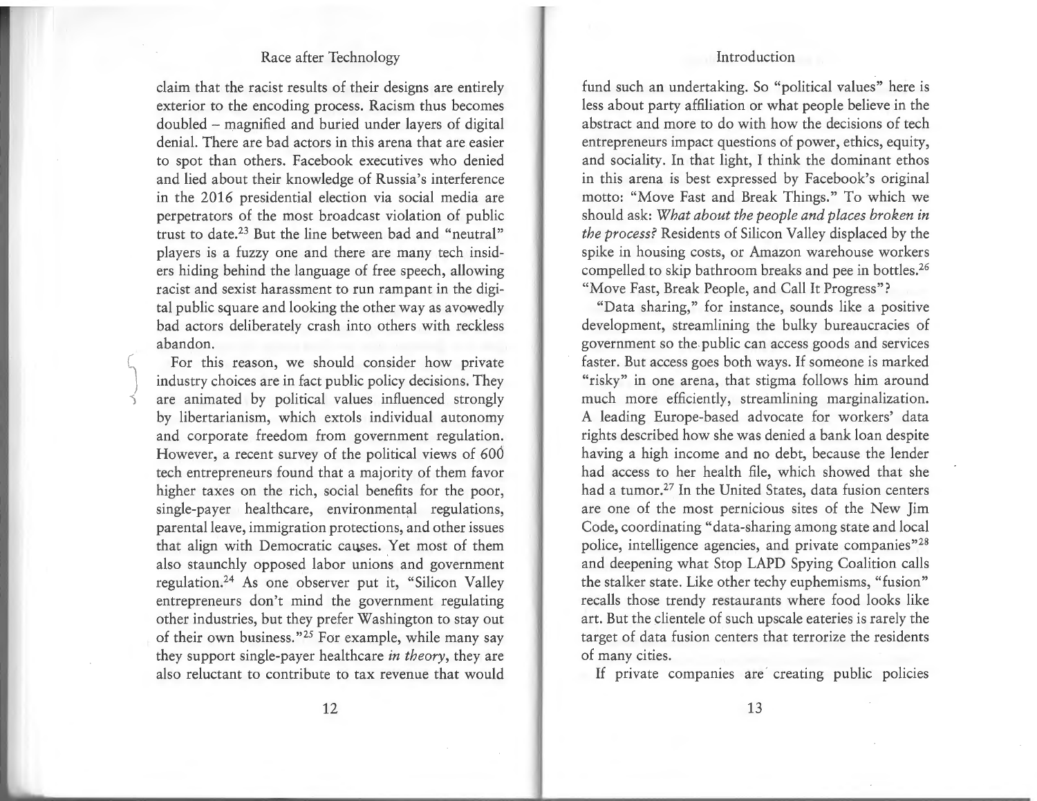claim that the racist results of their designs are entirely exterior to the encoding process. Racism thus becomes doubled – magnified and buried under layers of digital denial. There are bad actors in this arena that are easier to spot than others. Facebook executives who denied and lied about their knowledge of Russia's interference in the 2016 presidential election via social media are perpetrators of the most broadcast violation of public trust to date.[23] But the line between bad and "neutral" players is a fuzzy one and there are many tech insiders hiding behind the language of free speech, allowing racist and sexist harassment to run rampant in the digital public square and looking the other way as avowedly bad actors deliberately crash into others with reckless abandon.

For this reason, we should consider how private industry choices are in fact public policy decisions. They are animated by political values influenced strongly by libertarianism, which extols individual autonomy and corporate freedom from government regulation. However, a recent survey of the political views of 600 tech entrepreneurs found that a majority of them favor higher taxes on the rich, social benefits for the poor, single-payer healthcare, environmental regulations, parental leave, immigration protections, and other issues that align with Democratic causes. Yet most of them also staunchly opposed labor unions and government regulation.[24] As one observer put it, "Silicon Valley entrepreneurs don't mind the government regulating other industries, but they prefer Washington to stay out of their own business."[25] For example, while many say they support single-payer healthcare *in theory*, they are also reluctant to contribute to tax revenue that would fund such an undertaking. So "political values" here is less about party affiliation or what people believe in the abstract and more to do with how the decisions of tech entrepreneurs impact questions of power, ethics, equity, and sociality. In that light, I think the dominant ethos in this arena is best expressed by Facebook's original motto: "Move Fast and Break Things." To which we should ask: *What about the people and places broken in the process?* Residents of Silicon Valley displaced by the spike in housing costs, or Amazon warehouse workers compelled to skip bathroom breaks and pee in bottles.[26] "Move Fast, Break People, and Call It Progress"?

"Data sharing," for instance, sounds like a positive development, streamlining the bulky bureaucracies of government so the public can access goods and services faster. But access goes both ways. If someone is marked "risky" in one arena, that stigma follows him around much more efficiently, streamlining marginalization. A leading Europe-based advocate for workers' data rights described how she was denied a bank loan despite having a high income and no debt, because the lender had access to her health file, which showed that she had a tumor.[27] In the United States, data fusion centers are one of the most pernicious sites of the New Jim Code, coordinating "data-sharing among state and local police, intelligence agencies, and private companies"[28] and deepening what Stop LAPD Spying Coalition calls the stalker state. Like other techy euphemisms, "fusion" recalls those trendy restaurants where food looks like art. But the clientele of such upscale eateries is rarely the target of data fusion centers that terrorize the residents of many cities.

If private companies are creating public policies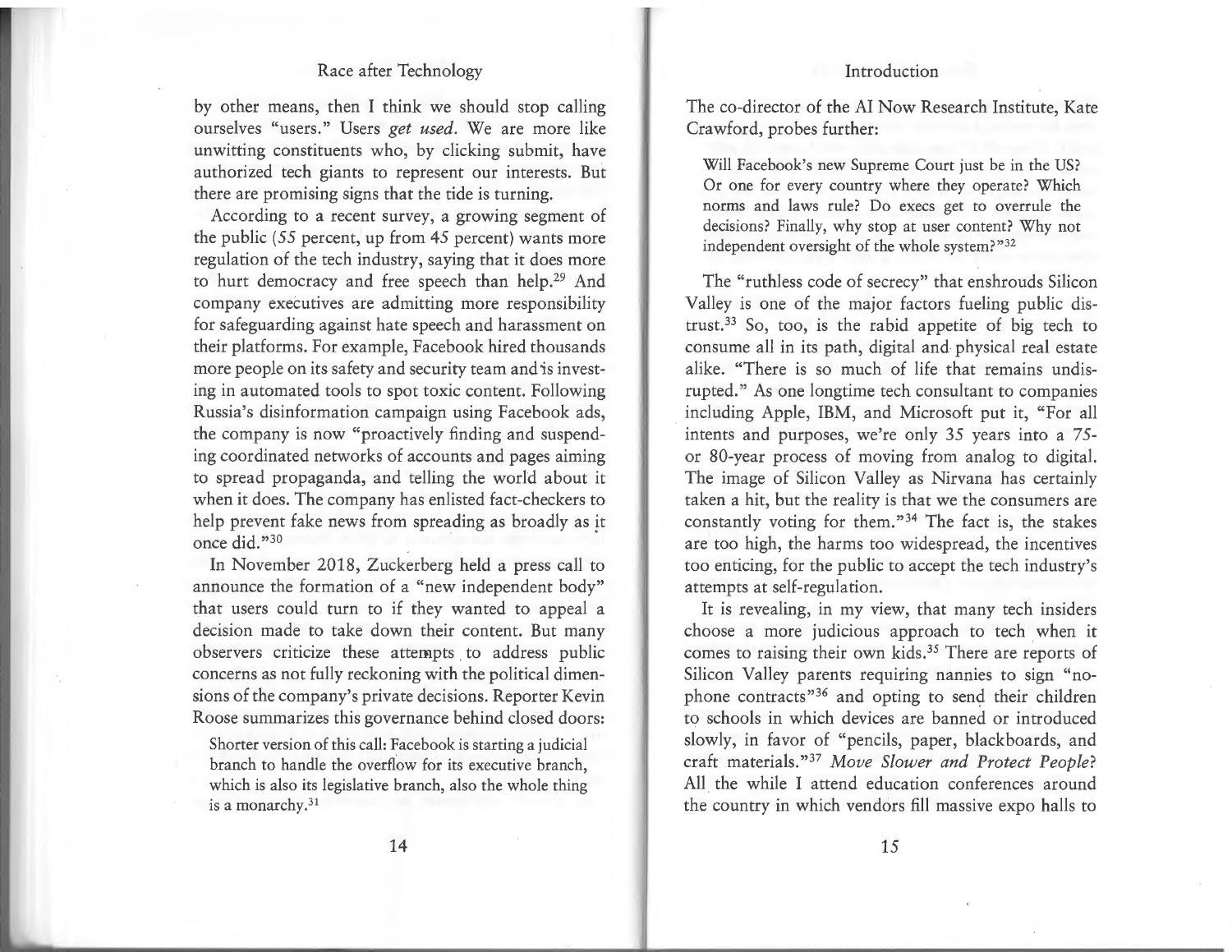by other means, then I think we should stop calling ourselves "users." Users *get used*. We are more like unwitting constituents who, by clicking submit, have authorized tech giants to represent our interests. But there are promising signs that the tide is turning.

According to a recent survey, a growing segment of the public (55 percent, up from 45 percent) wants more regulation of the tech industry, saying that it does more to hurt democracy and free speech than help.[29] And company executives are admitting more responsibility for safeguarding against hate speech and harassment on their platforms. For example, Facebook hired thousands more people on its safety and security team and is investing in automated tools to spot toxic content. Following Russia's disinformation campaign using Facebook ads, the company is now "proactively finding and suspending coordinated networks of accounts and pages aiming to spread propaganda, and telling the world about it when it does. The company has enlisted fact-checkers to help prevent fake news from spreading as broadly as it once did."[30]

In November 2018, Zuckerberg held a press call to announce the formation of a "new independent body" that users could turn to if they wanted to appeal a decision made to take down their content. But many observers criticize these attempts to address public concerns as not fully reckoning with the political dimensions of the company's private decisions. Reporter Kevin Roose summarizes this governance behind closed doors:

> Shorter version of this call: Facebook is starting a judicial branch to handle the overflow for its executive branch, which is also its legislative branch, also the whole thing is a monarchy.[31]

The co-director of the AI Now Research Institute, Kate Crawford, probes further:

> Will Facebook's new Supreme Court just be in the US? Or one for every country where they operate? Which norms and laws rule? Do execs get to overrule the decisions? Finally, why stop at user content? Why not independent oversight of the whole system?"[32]

The "ruthless code of secrecy" that enshrouds Silicon Valley is one of the major factors fueling public distrust.[33] So, too, is the rabid appetite of big tech to consume all in its path, digital and physical real estate alike. "There is so much of life that remains undisrupted." As one longtime tech consultant to companies including Apple, IBM, and Microsoft put it, "For all intents and purposes, we're only 35 years into a 75- or 80-year process of moving from analog to digital. The image of Silicon Valley as Nirvana has certainly taken a hit, but the reality is that we the consumers are constantly voting for them."[34] The fact is, the stakes are too high, the harms too widespread, the incentives too enticing, for the public to accept the tech industry's attempts at self-regulation.

It is revealing, in my view, that many tech insiders choose a more judicious approach to tech when it comes to raising their own kids.[35] There are reports of Silicon Valley parents requiring nannies to sign "no-phone contracts"[36] and opting to send their children to schools in which devices are banned or introduced slowly, in favor of "pencils, paper, blackboards, and craft materials."[37] *Move Slower and Protect People?* All the while I attend education conferences around the country in which vendors fill massive expo halls to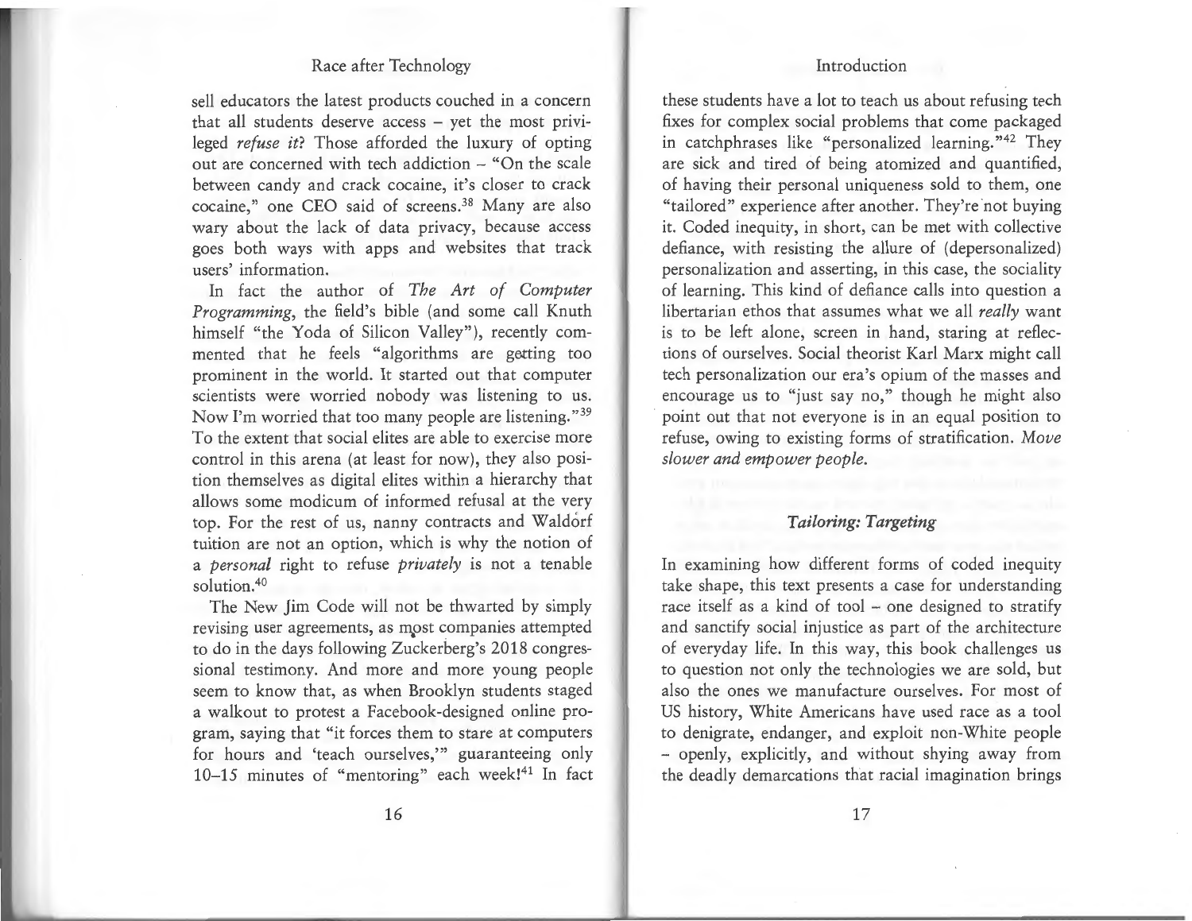sell educators the latest products couched in a concern that all students deserve access – yet the most privileged *refuse it*? Those afforded the luxury of opting out are concerned with tech addiction – "On the scale between candy and crack cocaine, it's closer to crack cocaine," one CEO said of screens.[38] Many are also wary about the lack of data privacy, because access goes both ways with apps and websites that track users' information.

In fact the author of *The Art of Computer Programming*, the field's bible (and some call Knuth himself "the Yoda of Silicon Valley"), recently commented that he feels "algorithms are getting too prominent in the world. It started out that computer scientists were worried nobody was listening to us. Now I'm worried that too many people are listening."[39] To the extent that social elites are able to exercise more control in this arena (at least for now), they also position themselves as digital elites within a hierarchy that allows some modicum of informed refusal at the very top. For the rest of us, nanny contracts and Waldorf tuition are not an option, which is why the notion of a *personal* right to refuse *privately* is not a tenable solution.[40]

The New Jim Code will not be thwarted by simply revising user agreements, as most companies attempted to do in the days following Zuckerberg's 2018 congressional testimony. And more and more young people seem to know that, as when Brooklyn students staged a walkout to protest a Facebook-designed online program, saying that "it forces them to stare at computers for hours and 'teach ourselves,'" guaranteeing only 10–15 minutes of "mentoring" each week![41] In fact these students have a lot to teach us about refusing tech fixes for complex social problems that come packaged in catchphrases like "personalized learning."[42] They are sick and tired of being atomized and quantified, of having their personal uniqueness sold to them, one "tailored" experience after another. They're not buying it. Coded inequity, in short, can be met with collective defiance, with resisting the allure of (depersonalized) personalization and asserting, in this case, the sociality of learning. This kind of defiance calls into question a libertarian ethos that assumes what we all *really* want is to be left alone, screen in hand, staring at reflections of ourselves. Social theorist Karl Marx might call tech personalization our era's opium of the masses and encourage us to "just say no," though he might also point out that not everyone is in an equal position to refuse, owing to existing forms of stratification. *Move slower and empower people.*

### *Tailoring: Targeting*

In examining how different forms of coded inequity take shape, this text presents a case for understanding race itself as a kind of tool – one designed to stratify and sanctify social injustice as part of the architecture of everyday life. In this way, this book challenges us to question not only the technologies we are sold, but also the ones we manufacture ourselves. For most of US history, White Americans have used race as a tool to denigrate, endanger, and exploit non-White people – openly, explicitly, and without shying away from the deadly demarcations that racial imagination brings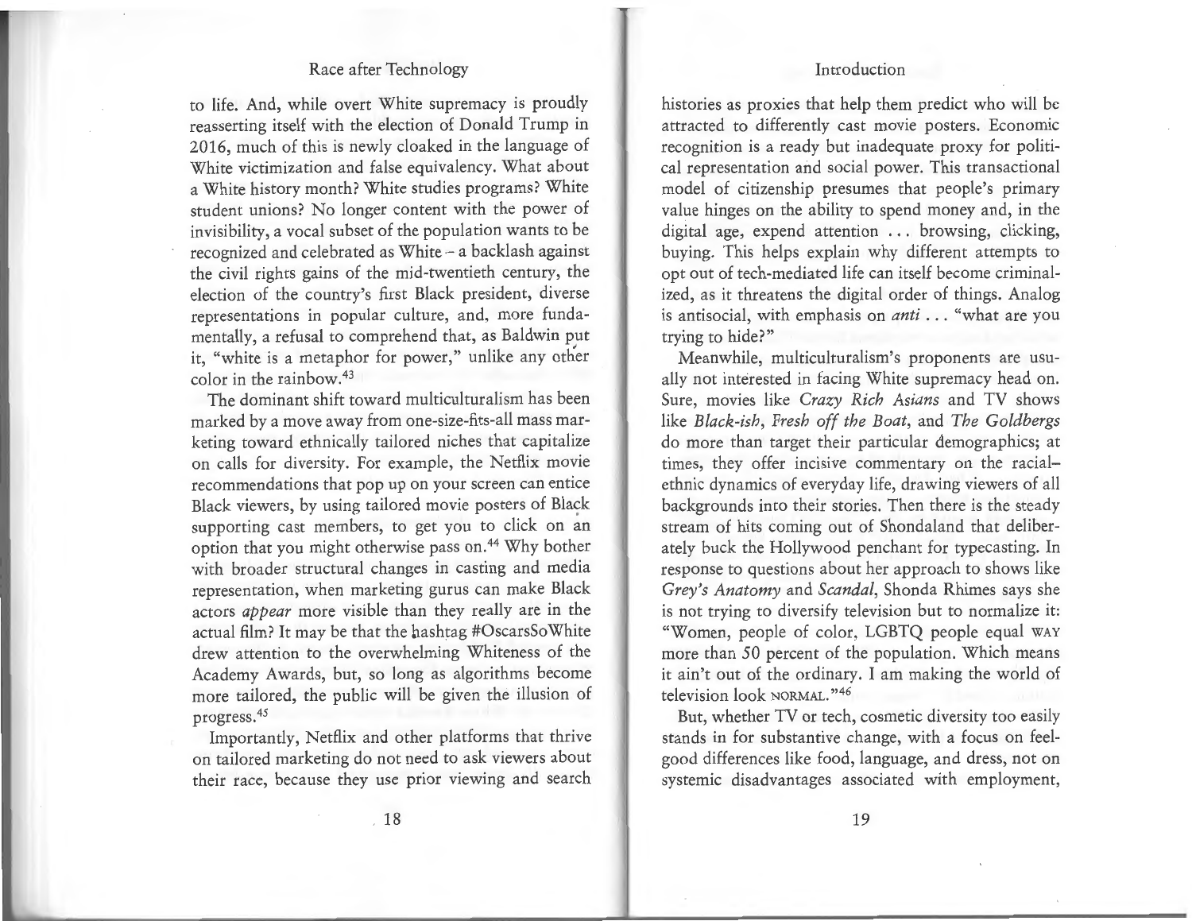to life. And, while overt White supremacy is proudly reasserting itself with the election of Donald Trump in 2016, much of this is newly cloaked in the language of White victimization and false equivalency. What about a White history month? White studies programs? White student unions? No longer content with the power of invisibility, a vocal subset of the population wants to be recognized and celebrated as White – a backlash against the civil rights gains of the mid-twentieth century, the election of the country's first Black president, diverse representations in popular culture, and, more fundamentally, a refusal to comprehend that, as Baldwin put it, "white is a metaphor for power," unlike any other color in the rainbow.[43]

The dominant shift toward multiculturalism has been marked by a move away from one-size-fits-all mass marketing toward ethnically tailored niches that capitalize on calls for diversity. For example, the Netflix movie recommendations that pop up on your screen can entice Black viewers, by using tailored movie posters of Black supporting cast members, to get you to click on an option that you might otherwise pass on.[44] Why bother with broader structural changes in casting and media representation, when marketing gurus can make Black actors *appear* more visible than they really are in the actual film? It may be that the hashtag #OscarsSoWhite drew attention to the overwhelming Whiteness of the Academy Awards, but, so long as algorithms become more tailored, the public will be given the illusion of progress.[45]

Importantly, Netflix and other platforms that thrive on tailored marketing do not need to ask viewers about their race, because they use prior viewing and search histories as proxies that help them predict who will be attracted to differently cast movie posters. Economic recognition is a ready but inadequate proxy for political representation and social power. This transactional model of citizenship presumes that people's primary value hinges on the ability to spend money and, in the digital age, expend attention ... browsing, clicking, buying. This helps explain why different attempts to opt out of tech-mediated life can itself become criminalized, as it threatens the digital order of things. Analog is antisocial, with emphasis on *anti* ... "what are you trying to hide?"

Meanwhile, multiculturalism's proponents are usually not interested in facing White supremacy head on. Sure, movies like *Crazy Rich Asians* and TV shows like *Black-ish*, *Fresh off the Boat*, and *The Goldbergs* do more than target their particular demographics; at times, they offer incisive commentary on the racial–ethnic dynamics of everyday life, drawing viewers of all backgrounds into their stories. Then there is the steady stream of hits coming out of Shondaland that deliberately buck the Hollywood penchant for typecasting. In response to questions about her approach to shows like *Grey's Anatomy* and *Scandal*, Shonda Rhimes says she is not trying to diversify television but to normalize it: "Women, people of color, LGBTQ people equal WAY more than 50 percent of the population. Which means it ain't out of the ordinary. I am making the world of television look NORMAL."[46]

But, whether TV or tech, cosmetic diversity too easily stands in for substantive change, with a focus on feel-good differences like food, language, and dress, not on systemic disadvantages associated with employment,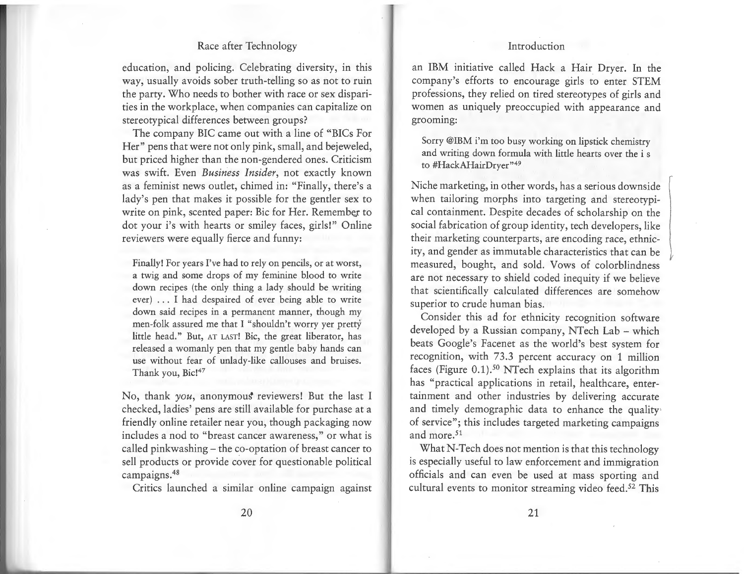education, and policing. Celebrating diversity, in this way, usually avoids sober truth-telling so as not to ruin the party. Who needs to bother with race or sex disparities in the workplace, when companies can capitalize on stereotypical differences between groups?

The company BIC came out with a line of "BICs For Her" pens that were not only pink, small, and bejeweled, but priced higher than the non-gendered ones. Criticism was swift. Even *Business Insider*, not exactly known as a feminist news outlet, chimed in: "Finally, there's a lady's pen that makes it possible for the gentler sex to write on pink, scented paper: Bic for Her. Remember to dot your i's with hearts or smiley faces, girls!" Online reviewers were equally fierce and funny:

> Finally! For years I've had to rely on pencils, or at worst, a twig and some drops of my feminine blood to write down recipes (the only thing a lady should be writing ever) . . . I had despaired of ever being able to write down said recipes in a permanent manner, though my men-folk assured me that I "shouldn't worry yer pretty little head." But, AT LAST! Bic, the great liberator, has released a womanly pen that my gentle baby hands can use without fear of unlady-like callouses and bruises. Thank you, Bic![47]

No, thank *you*, anonymous reviewers! But the last I checked, ladies' pens are still available for purchase at a friendly online retailer near you, though packaging now includes a nod to "breast cancer awareness," or what is called pinkwashing – the co-optation of breast cancer to sell products or provide cover for questionable political campaigns.[48]

Critics launched a similar online campaign against an IBM initiative called Hack a Hair Dryer. In the company's efforts to encourage girls to enter STEM professions, they relied on tired stereotypes of girls and women as uniquely preoccupied with appearance and grooming:

> Sorry @IBM i'm too busy working on lipstick chemistry and writing down formula with little hearts over the i s to #HackAHairDryer"[49]

Niche marketing, in other words, has a serious downside when tailoring morphs into targeting and stereotypical containment. Despite decades of scholarship on the social fabrication of group identity, tech developers, like their marketing counterparts, are encoding race, ethnicity, and gender as immutable characteristics that can be measured, bought, and sold. Vows of colorblindness are not necessary to shield coded inequity if we believe that scientifically calculated differences are somehow superior to crude human bias.

Consider this ad for ethnicity recognition software developed by a Russian company, NTech Lab – which beats Google's Facenet as the world's best system for recognition, with 73.3 percent accuracy on 1 million faces (Figure 0.1).[50] NTech explains that its algorithm has "practical applications in retail, healthcare, entertainment and other industries by delivering accurate and timely demographic data to enhance the quality of service"; this includes targeted marketing campaigns and more.[51]

What N-Tech does not mention is that this technology is especially useful to law enforcement and immigration officials and can even be used at mass sporting and cultural events to monitor streaming video feed.[52] This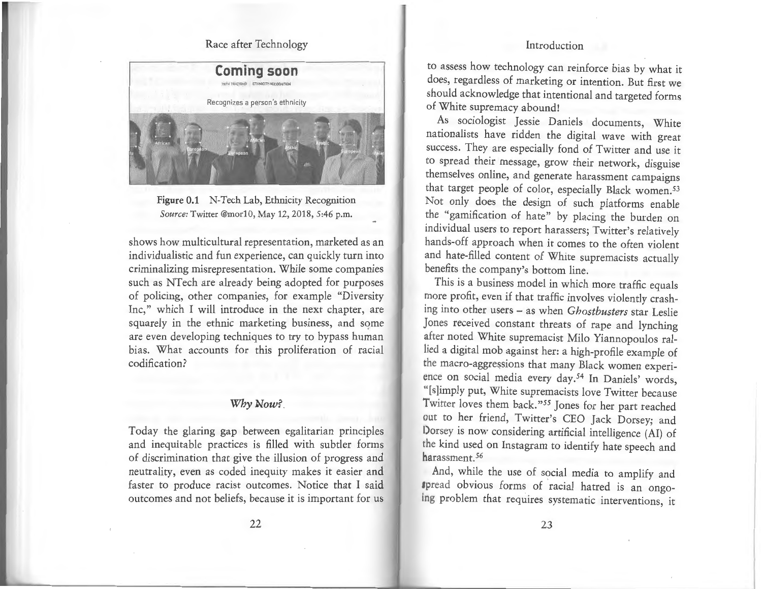Figure 0.1 N-Tech Lab, Ethnicity Recognition
*Source:* Twitter @morl0, May 12, 2018, 5:46 p.m.

shows how multicultural representation, marketed as an individualistic and fun experience, can quickly turn into criminalizing misrepresentation. While some companies such as NTech are already being adopted for purposes of policing, other companies, for example "Diversity Inc," which I will introduce in the next chapter, are squarely in the ethnic marketing business, and some are even developing techniques to try to bypass human bias. What accounts for this proliferation of racial codification?

### *Why Now?*

Today the glaring gap between egalitarian principles and inequitable practices is filled with subtler forms of discrimination that give the illusion of progress and neutrality, even as coded inequity makes it easier and faster to produce racist outcomes. Notice that I said outcomes and not beliefs, because it is important for us to assess how technology can reinforce bias by what it does, regardless of marketing or intention. But first we should acknowledge that intentional and targeted forms of White supremacy abound!

As sociologist Jessie Daniels documents, White nationalists have ridden the digital wave with great success. They are especially fond of Twitter and use it to spread their message, grow their network, disguise themselves online, and generate harassment campaigns that target people of color, especially Black women.[53] Not only does the design of such platforms enable the "gamification of hate" by placing the burden on individual users to report harassers; Twitter's relatively hands-off approach when it comes to the often violent and hate-filled content of White supremacists actually benefits the company's bottom line.

This is a business model in which more traffic equals more profit, even if that traffic involves violently crashing into other users – as when *Ghostbusters* star Leslie Jones received constant threats of rape and lynching after noted White supremacist Milo Yiannopoulos rallied a digital mob against her: a high-profile example of the macro-aggressions that many Black women experience on social media every day.[54] In Daniels' words, "[s]imply put, White supremacists love Twitter because Twitter loves them back."[55] Jones for her part reached out to her friend, Twitter's CEO Jack Dorsey; and Dorsey is now considering artificial intelligence (AI) of the kind used on Instagram to identify hate speech and harassment.[56]

And, while the use of social media to amplify and spread obvious forms of racial hatred is an ongoing problem that requires systematic interventions, it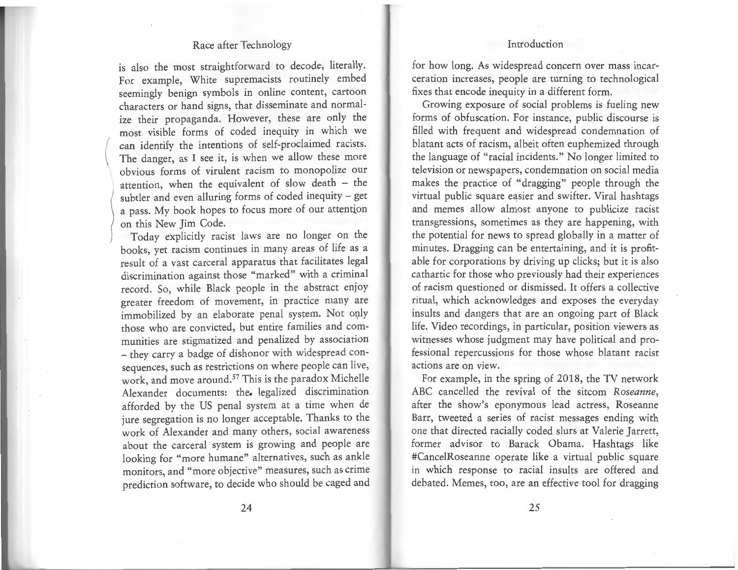is also the most straightforward to decode, literally. For example, White supremacists routinely embed seemingly benign symbols in online content, cartoon characters or hand signs, that disseminate and normalize their propaganda. However, these are only the most visible forms of coded inequity in which we can identify the intentions of self-proclaimed racists. The danger, as I see it, is when we allow these more obvious forms of virulent racism to monopolize our attention, when the equivalent of slow death – the subtler and even alluring forms of coded inequity – get a pass. My book hopes to focus more of our attention on this New Jim Code.

Today explicitly racist laws are no longer on the books, yet racism continues in many areas of life as a result of a vast carceral apparatus that facilitates legal discrimination against those "marked" with a criminal record. So, while Black people in the abstract enjoy greater freedom of movement, in practice many are immobilized by an elaborate penal system. Not only those who are convicted, but entire families and communities are stigmatized and penalized by association – they carry a badge of dishonor with widespread consequences, such as restrictions on where people can live, work, and move around.[57] This is the paradox Michelle Alexander documents: the legalized discrimination afforded by the US penal system at a time when de jure segregation is no longer acceptable. Thanks to the work of Alexander and many others, social awareness about the carceral system is growing and people are looking for "more humane" alternatives, such as ankle monitors, and "more objective" measures, such as crime prediction software, to decide who should be caged and for how long. As widespread concern over mass incarceration increases, people are turning to technological fixes that encode inequity in a different form.

Growing exposure of social problems is fueling new forms of obfuscation. For instance, public discourse is filled with frequent and widespread condemnation of blatant acts of racism, albeit often euphemized through the language of "racial incidents." No longer limited to television or newspapers, condemnation on social media makes the practice of "dragging" people through the virtual public square easier and swifter. Viral hashtags and memes allow almost anyone to publicize racist transgressions, sometimes as they are happening, with the potential for news to spread globally in a matter of minutes. Dragging can be entertaining, and it is profitable for corporations by driving up clicks; but it is also cathartic for those who previously had their experiences of racism questioned or dismissed. It offers a collective ritual, which acknowledges and exposes the everyday insults and dangers that are an ongoing part of Black life. Video recordings, in particular, position viewers as witnesses whose judgment may have political and professional repercussions for those whose blatant racist actions are on view.

For example, in the spring of 2018, the TV network ABC cancelled the revival of the sitcom *Roseanne*, after the show's eponymous lead actress, Roseanne Barr, tweeted a series of racist messages ending with one that directed racially coded slurs at Valerie Jarrett, former advisor to Barack Obama. Hashtags like #CancelRoseanne operate like a virtual public square in which response to racial insults are offered and debated. Memes, too, are an effective tool for dragging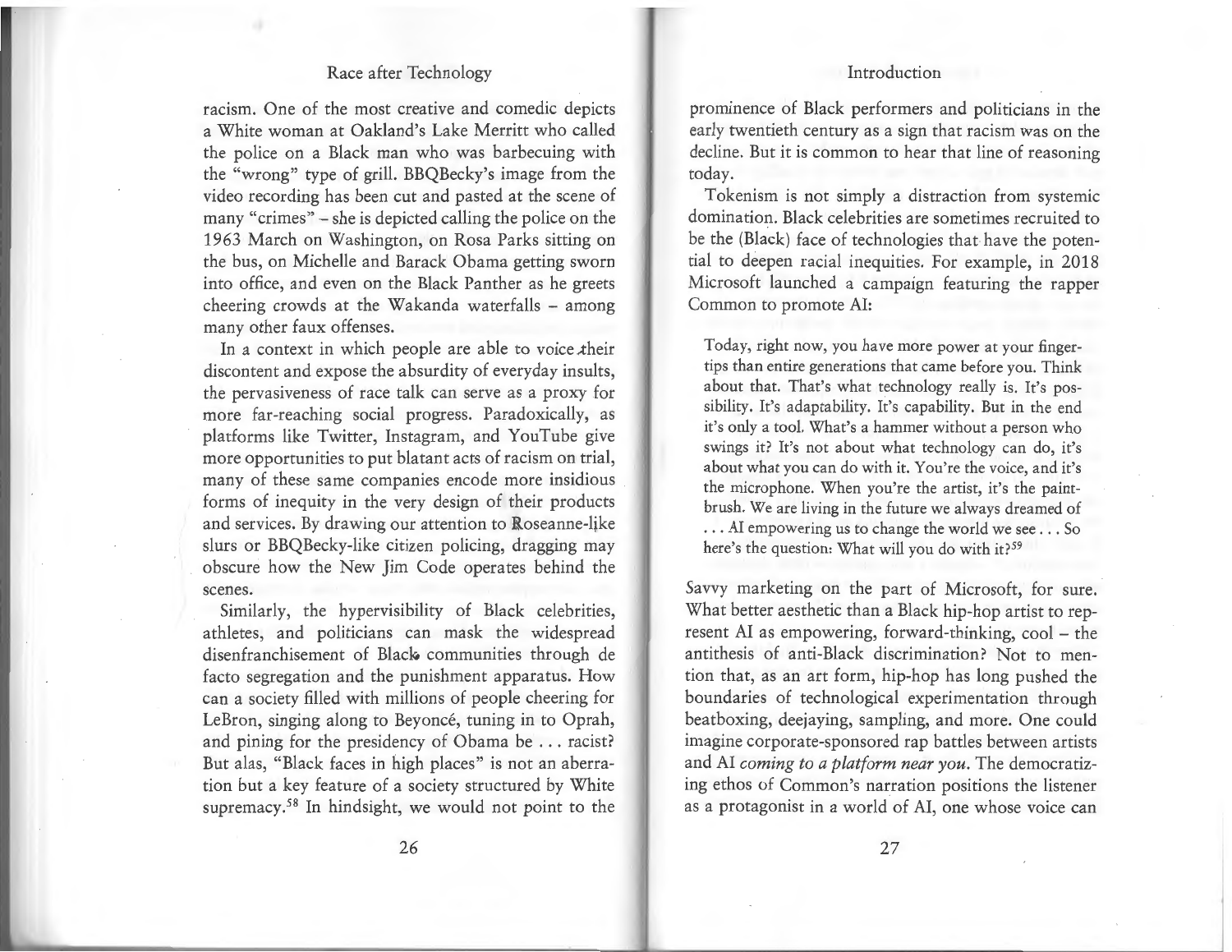racism. One of the most creative and comedic depicts a White woman at Oakland's Lake Merritt who called the police on a Black man who was barbecuing with the "wrong" type of grill. BBQBecky's image from the video recording has been cut and pasted at the scene of many "crimes" – she is depicted calling the police on the 1963 March on Washington, on Rosa Parks sitting on the bus, on Michelle and Barack Obama getting sworn into office, and even on the Black Panther as he greets cheering crowds at the Wakanda waterfalls – among many other faux offenses.

In a context in which people are able to voice their discontent and expose the absurdity of everyday insults, the pervasiveness of race talk can serve as a proxy for more far-reaching social progress. Paradoxically, as platforms like Twitter, Instagram, and YouTube give more opportunities to put blatant acts of racism on trial, many of these same companies encode more insidious forms of inequity in the very design of their products and services. By drawing our attention to Roseanne-like slurs or BBQBecky-like citizen policing, dragging may obscure how the New Jim Code operates behind the scenes.

Similarly, the hypervisibility of Black celebrities, athletes, and politicians can mask the widespread disenfranchisement of Black communities through de facto segregation and the punishment apparatus. How can a society filled with millions of people cheering for LeBron, singing along to Beyoncé, tuning in to Oprah, and pining for the presidency of Obama be . . . racist? But alas, "Black faces in high places" is not an aberration but a key feature of a society structured by White supremacy.[58] In hindsight, we would not point to the prominence of Black performers and politicians in the early twentieth century as a sign that racism was on the decline. But it is common to hear that line of reasoning today.

Tokenism is not simply a distraction from systemic domination. Black celebrities are sometimes recruited to be the (Black) face of technologies that have the potential to deepen racial inequities. For example, in 2018 Microsoft launched a campaign featuring the rapper Common to promote AI:

> Today, right now, you have more power at your fingertips than entire generations that came before you. Think about that. That's what technology really is. It's possibility. It's adaptability. It's capability. But in the end it's only a tool. What's a hammer without a person who swings it? It's not about what technology can do, it's about what you can do with it. You're the voice, and it's the microphone. When you're the artist, it's the paintbrush. We are living in the future we always dreamed of . . . AI empowering us to change the world we see . . . So here's the question: What will you do with it?[59]

Savvy marketing on the part of Microsoft, for sure. What better aesthetic than a Black hip-hop artist to represent AI as empowering, forward-thinking, cool – the antithesis of anti-Black discrimination? Not to mention that, as an art form, hip-hop has long pushed the boundaries of technological experimentation through beatboxing, deejaying, sampling, and more. One could imagine corporate-sponsored rap battles between artists and AI *coming to a platform near you*. The democratizing ethos of Common's narration positions the listener as a protagonist in a world of AI, one whose voice can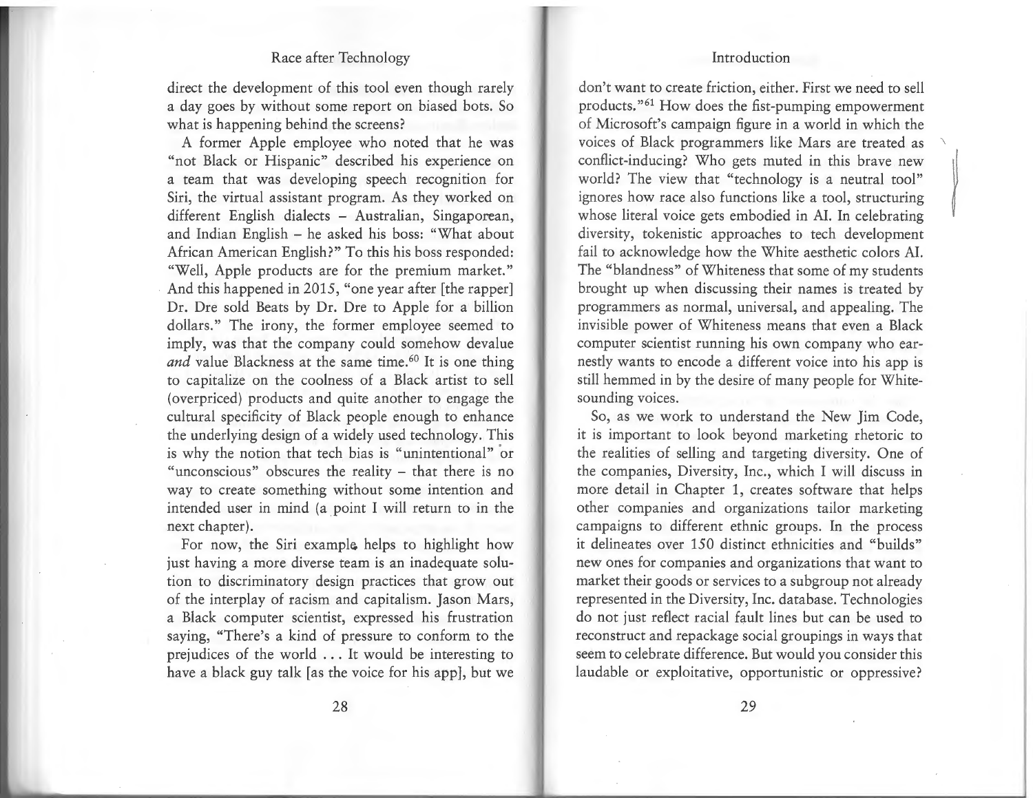direct the development of this tool even though rarely a day goes by without some report on biased bots. So what is happening behind the screens?

A former Apple employee who noted that he was "not Black or Hispanic" described his experience on a team that was developing speech recognition for Siri, the virtual assistant program. As they worked on different English dialects – Australian, Singaporean, and Indian English – he asked his boss: "What about African American English?" To this his boss responded: "Well, Apple products are for the premium market." And this happened in 2015, "one year after [the rapper] Dr. Dre sold Beats by Dr. Dre to Apple for a billion dollars." The irony, the former employee seemed to imply, was that the company could somehow devalue *and* value Blackness at the same time.[60] It is one thing to capitalize on the coolness of a Black artist to sell (overpriced) products and quite another to engage the cultural specificity of Black people enough to enhance the underlying design of a widely used technology. This is why the notion that tech bias is "unintentional" or "unconscious" obscures the reality – that there is no way to create something without some intention and intended user in mind (a point I will return to in the next chapter).

For now, the Siri example helps to highlight how just having a more diverse team is an inadequate solution to discriminatory design practices that grow out of the interplay of racism and capitalism. Jason Mars, a Black computer scientist, expressed his frustration saying, "There's a kind of pressure to conform to the prejudices of the world ... It would be interesting to have a black guy talk [as the voice for his app], but we don't want to create friction, either. First we need to sell products."[61] How does the fist-pumping empowerment of Microsoft's campaign figure in a world in which the voices of Black programmers like Mars are treated as conflict-inducing? Who gets muted in this brave new world? The view that "technology is a neutral tool" ignores how race also functions like a tool, structuring whose literal voice gets embodied in AI. In celebrating diversity, tokenistic approaches to tech development fail to acknowledge how the White aesthetic colors AI. The "blandness" of Whiteness that some of my students brought up when discussing their names is treated by programmers as normal, universal, and appealing. The invisible power of Whiteness means that even a Black computer scientist running his own company who earnestly wants to encode a different voice into his app is still hemmed in by the desire of many people for White-sounding voices.

So, as we work to understand the New Jim Code, it is important to look beyond marketing rhetoric to the realities of selling and targeting diversity. One of the companies, Diversity, Inc., which I will discuss in more detail in Chapter 1, creates software that helps other companies and organizations tailor marketing campaigns to different ethnic groups. In the process it delineates over 150 distinct ethnicities and "builds" new ones for companies and organizations that want to market their goods or services to a subgroup not already represented in the Diversity, Inc. database. Technologies do not just reflect racial fault lines but can be used to reconstruct and repackage social groupings in ways that seem to celebrate difference. But would you consider this laudable or exploitative, opportunistic or oppressive?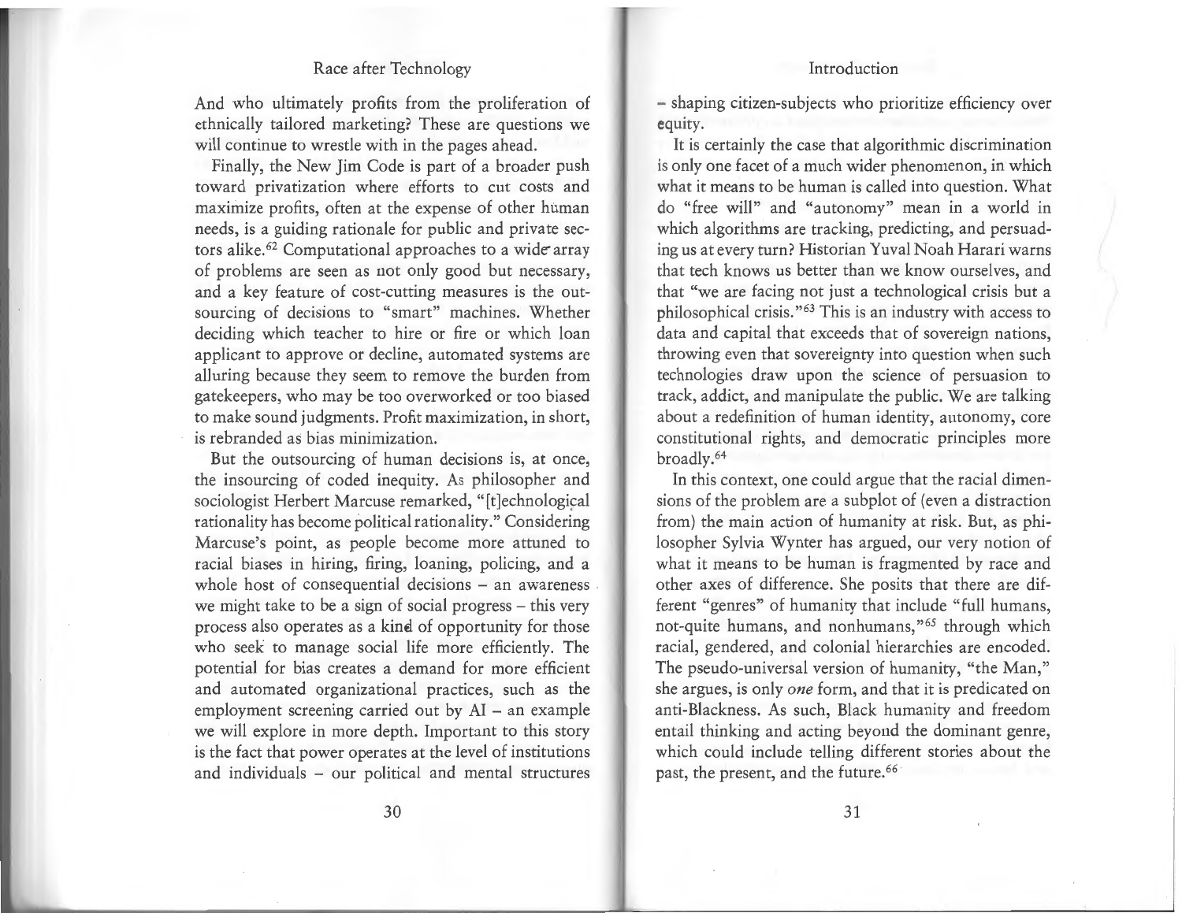And who ultimately profits from the proliferation of ethnically tailored marketing? These are questions we will continue to wrestle with in the pages ahead.

Finally, the New Jim Code is part of a broader push toward privatization where efforts to cut costs and maximize profits, often at the expense of other human needs, is a guiding rationale for public and private sectors alike.[62] Computational approaches to a wide array of problems are seen as not only good but necessary, and a key feature of cost-cutting measures is the outsourcing of decisions to "smart" machines. Whether deciding which teacher to hire or fire or which loan applicant to approve or decline, automated systems are alluring because they seem to remove the burden from gatekeepers, who may be too overworked or too biased to make sound judgments. Profit maximization, in short, is rebranded as bias minimization.

But the outsourcing of human decisions is, at once, the insourcing of coded inequity. As philosopher and sociologist Herbert Marcuse remarked, "[t]echnological rationality has become political rationality." Considering Marcuse's point, as people become more attuned to racial biases in hiring, firing, loaning, policing, and a whole host of consequential decisions – an awareness we might take to be a sign of social progress – this very process also operates as a kind of opportunity for those who seek to manage social life more efficiently. The potential for bias creates a demand for more efficient and automated organizational practices, such as the employment screening carried out by AI – an example we will explore in more depth. Important to this story is the fact that power operates at the level of institutions and individuals – our political and mental structures – shaping citizen-subjects who prioritize efficiency over equity.

It is certainly the case that algorithmic discrimination is only one facet of a much wider phenomenon, in which what it means to be human is called into question. What do "free will" and "autonomy" mean in a world in which algorithms are tracking, predicting, and persuading us at every turn? Historian Yuval Noah Harari warns that tech knows us better than we know ourselves, and that "we are facing not just a technological crisis but a philosophical crisis."[63] This is an industry with access to data and capital that exceeds that of sovereign nations, throwing even that sovereignty into question when such technologies draw upon the science of persuasion to track, addict, and manipulate the public. We are talking about a redefinition of human identity, autonomy, core constitutional rights, and democratic principles more broadly.[64]

In this context, one could argue that the racial dimensions of the problem are a subplot of (even a distraction from) the main action of humanity at risk. But, as philosopher Sylvia Wynter has argued, our very notion of what it means to be human is fragmented by race and other axes of difference. She posits that there are different "genres" of humanity that include "full humans, not-quite humans, and nonhumans,"[65] through which racial, gendered, and colonial hierarchies are encoded. The pseudo-universal version of humanity, "the Man," she argues, is only *one* form, and that it is predicated on anti-Blackness. As such, Black humanity and freedom entail thinking and acting beyond the dominant genre, which could include telling different stories about the past, the present, and the future.[66]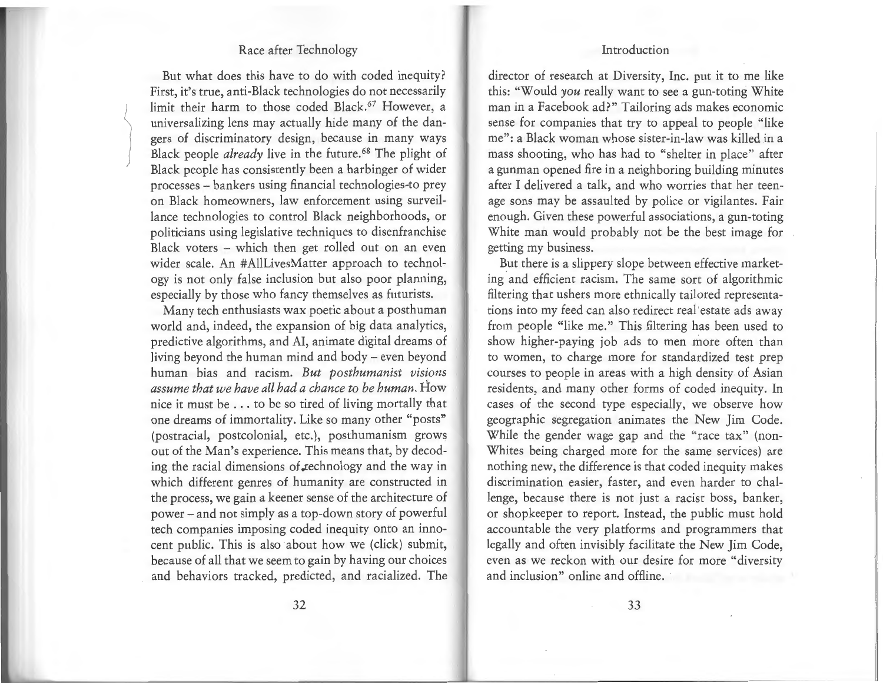But what does this have to do with coded inequity? First, it's true, anti-Black technologies do not necessarily limit their harm to those coded Black.[67] However, a universalizing lens may actually hide many of the dangers of discriminatory design, because in many ways Black people *already* live in the future.[68] The plight of Black people has consistently been a harbinger of wider processes – bankers using financial technologies to prey on Black homeowners, law enforcement using surveillance technologies to control Black neighborhoods, or politicians using legislative techniques to disenfranchise Black voters – which then get rolled out on an even wider scale. An #AllLivesMatter approach to technology is not only false inclusion but also poor planning, especially by those who fancy themselves as futurists.

Many tech enthusiasts wax poetic about a posthuman world and, indeed, the expansion of big data analytics, predictive algorithms, and AI, animate digital dreams of living beyond the human mind and body – even beyond human bias and racism. *But posthumanist visions assume that we have all had a chance to be human.* How nice it must be . . . to be so tired of living mortally that one dreams of immortality. Like so many other "posts" (postracial, postcolonial, etc.), posthumanism grows out of the Man's experience. This means that, by decoding the racial dimensions of technology and the way in which different genres of humanity are constructed in the process, we gain a keener sense of the architecture of power – and not simply as a top-down story of powerful tech companies imposing coded inequity onto an innocent public. This is also about how we (click) submit, because of all that we seem to gain by having our choices and behaviors tracked, predicted, and racialized. The director of research at Diversity, Inc. put it to me like this: "Would *you* really want to see a gun-toting White man in a Facebook ad?" Tailoring ads makes economic sense for companies that try to appeal to people "like me": a Black woman whose sister-in-law was killed in a mass shooting, who has had to "shelter in place" after a gunman opened fire in a neighboring building minutes after I delivered a talk, and who worries that her teenage sons may be assaulted by police or vigilantes. Fair enough. Given these powerful associations, a gun-toting White man would probably not be the best image for getting my business.

But there is a slippery slope between effective marketing and efficient racism. The same sort of algorithmic filtering that ushers more ethnically tailored representations into my feed can also redirect real estate ads away from people "like me." This filtering has been used to show higher-paying job ads to men more often than to women, to charge more for standardized test prep courses to people in areas with a high density of Asian residents, and many other forms of coded inequity. In cases of the second type especially, we observe how geographic segregation animates the New Jim Code. While the gender wage gap and the "race tax" (non-Whites being charged more for the same services) are nothing new, the difference is that coded inequity makes discrimination easier, faster, and even harder to challenge, because there is not just a racist boss, banker, or shopkeeper to report. Instead, the public must hold accountable the very platforms and programmers that legally and often invisibly facilitate the New Jim Code, even as we reckon with our desire for more "diversity and inclusion" online and offline.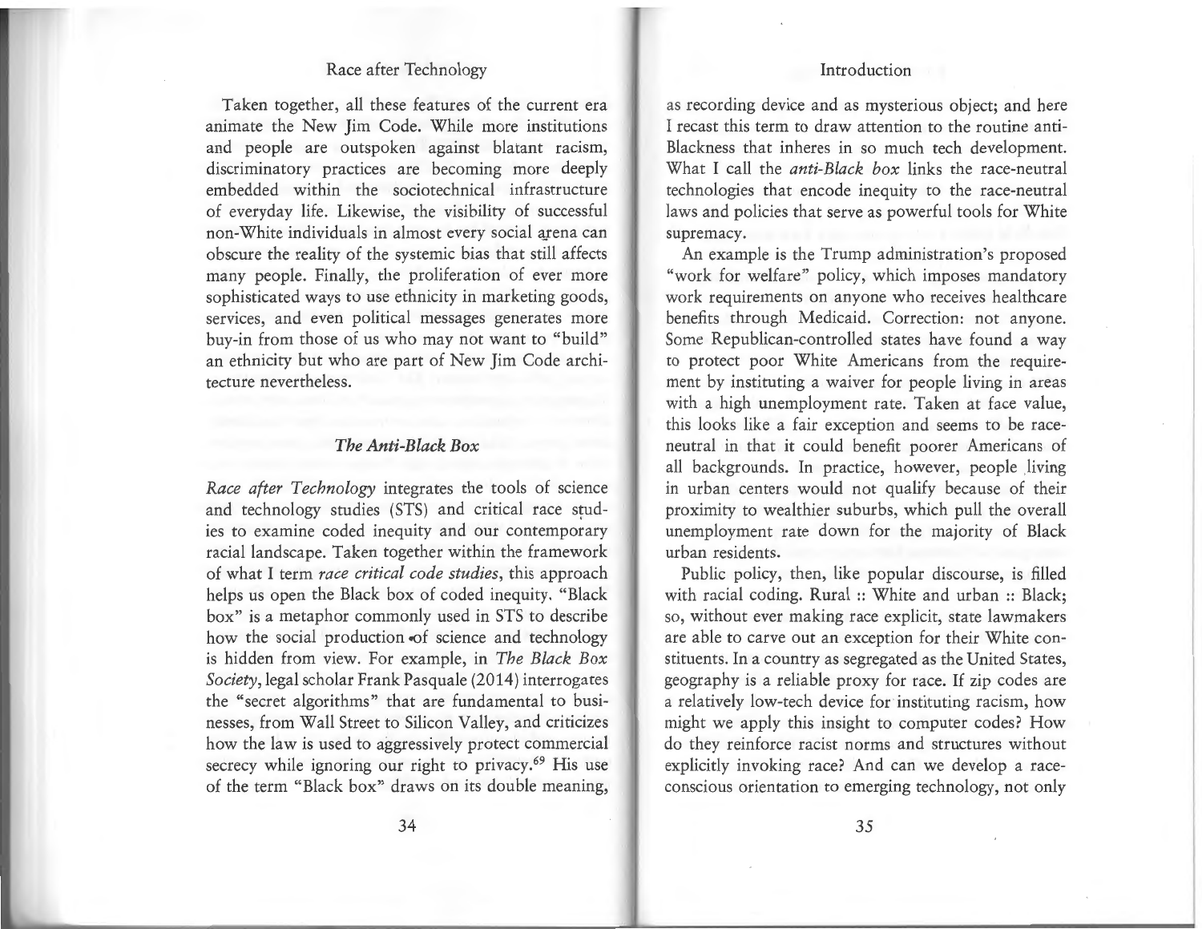Taken together, all these features of the current era animate the New Jim Code. While more institutions and people are outspoken against blatant racism, discriminatory practices are becoming more deeply embedded within the sociotechnical infrastructure of everyday life. Likewise, the visibility of successful non-White individuals in almost every social arena can obscure the reality of the systemic bias that still affects many people. Finally, the proliferation of ever more sophisticated ways to use ethnicity in marketing goods, services, and even political messages generates more buy-in from those of us who may not want to "build" an ethnicity but who are part of New Jim Code architecture nevertheless.

### *The Anti-Black Box*

*Race after Technology* integrates the tools of science and technology studies (STS) and critical race studies to examine coded inequity and our contemporary racial landscape. Taken together within the framework of what I term *race critical code studies*, this approach helps us open the Black box of coded inequity. "Black box" is a metaphor commonly used in STS to describe how the social production of science and technology is hidden from view. For example, in *The Black Box Society*, legal scholar Frank Pasquale (2014) interrogates the "secret algorithms" that are fundamental to businesses, from Wall Street to Silicon Valley, and criticizes how the law is used to aggressively protect commercial secrecy while ignoring our right to privacy.[69] His use of the term "Black box" draws on its double meaning, as recording device and as mysterious object; and here I recast this term to draw attention to the routine anti-Blackness that inheres in so much tech development. What I call the *anti-Black box* links the race-neutral technologies that encode inequity to the race-neutral laws and policies that serve as powerful tools for White supremacy.

An example is the Trump administration's proposed "work for welfare" policy, which imposes mandatory work requirements on anyone who receives healthcare benefits through Medicaid. Correction: not anyone. Some Republican-controlled states have found a way to protect poor White Americans from the requirement by instituting a waiver for people living in areas with a high unemployment rate. Taken at face value, this looks like a fair exception and seems to be race-neutral in that it could benefit poorer Americans of all backgrounds. In practice, however, people living in urban centers would not qualify because of their proximity to wealthier suburbs, which pull the overall unemployment rate down for the majority of Black urban residents.

Public policy, then, like popular discourse, is filled with racial coding. Rural :: White and urban :: Black; so, without ever making race explicit, state lawmakers are able to carve out an exception for their White constituents. In a country as segregated as the United States, geography is a reliable proxy for race. If zip codes are a relatively low-tech device for instituting racism, how might we apply this insight to computer codes? How do they reinforce racist norms and structures without explicitly invoking race? And can we develop a race-conscious orientation to emerging technology, not only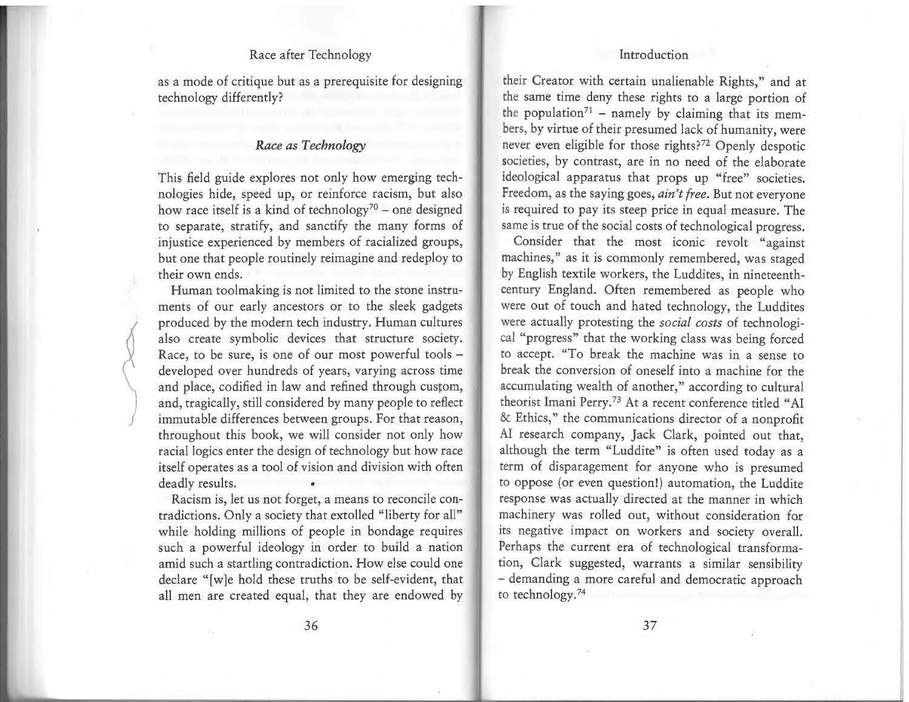as a mode of critique but as a prerequisite for designing technology differently?

### *Race as Technology*

This field guide explores not only how emerging technologies hide, speed up, or reinforce racism, but also how race itself is a kind of technology[70] – one designed to separate, stratify, and sanctify the many forms of injustice experienced by members of racialized groups, but one that people routinely reimagine and redeploy to their own ends.

Human toolmaking is not limited to the stone instruments of our early ancestors or to the sleek gadgets produced by the modern tech industry. Human cultures also create symbolic devices that structure society. Race, to be sure, is one of our most powerful tools – developed over hundreds of years, varying across time and place, codified in law and refined through custom, and, tragically, still considered by many people to reflect immutable differences between groups. For that reason, throughout this book, we will consider not only how racial logics enter the design of technology but how race itself operates as a tool of vision and division with often deadly results.

Racism is, let us not forget, a means to reconcile contradictions. Only a society that extolled "liberty for all" while holding millions of people in bondage requires such a powerful ideology in order to build a nation amid such a startling contradiction. How else could one declare "[w]e hold these truths to be self-evident, that all men are created equal, that they are endowed by their Creator with certain unalienable Rights," and at the same time deny these rights to a large portion of the population[71] – namely by claiming that its members, by virtue of their presumed lack of humanity, were never even eligible for those rights?[72] Openly despotic societies, by contrast, are in no need of the elaborate ideological apparatus that props up "free" societies. Freedom, as the saying goes, *ain't free*. But not everyone is required to pay its steep price in equal measure. The same is true of the social costs of technological progress.

Consider that the most iconic revolt "against machines," as it is commonly remembered, was staged by English textile workers, the Luddites, in nineteenth-century England. Often remembered as people who were out of touch and hated technology, the Luddites were actually protesting the *social costs* of technological "progress" that the working class was being forced to accept. "To break the machine was in a sense to break the conversion of oneself into a machine for the accumulating wealth of another," according to cultural theorist Imani Perry.[73] At a recent conference titled "AI & Ethics," the communications director of a nonprofit AI research company, Jack Clark, pointed out that, although the term "Luddite" is often used today as a term of disparagement for anyone who is presumed to oppose (or even question!) automation, the Luddite response was actually directed at the manner in which machinery was rolled out, without consideration for its negative impact on workers and society overall. Perhaps the current era of technological transformation, Clark suggested, warrants a similar sensibility – demanding a more careful and democratic approach to technology.[74]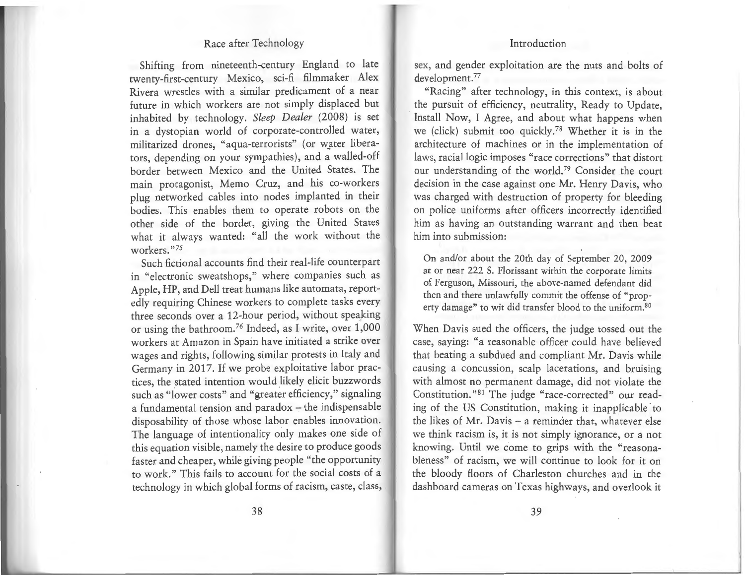Shifting from nineteenth-century England to late twenty-first-century Mexico, sci-fi filmmaker Alex Rivera wrestles with a similar predicament of a near future in which workers are not simply displaced but inhabited by technology. *Sleep Dealer* (2008) is set in a dystopian world of corporate-controlled water, militarized drones, "aqua-terrorists" (or water liberators, depending on your sympathies), and a walled-off border between Mexico and the United States. The main protagonist, Memo Cruz, and his co-workers plug networked cables into nodes implanted in their bodies. This enables them to operate robots on the other side of the border, giving the United States what it always wanted: "all the work without the workers."[75]

Such fictional accounts find their real-life counterpart in "electronic sweatshops," where companies such as Apple, HP, and Dell treat humans like automata, reportedly requiring Chinese workers to complete tasks every three seconds over a 12-hour period, without speaking or using the bathroom.[76] Indeed, as I write, over 1,000 workers at Amazon in Spain have initiated a strike over wages and rights, following similar protests in Italy and Germany in 2017. If we probe exploitative labor practices, the stated intention would likely elicit buzzwords such as "lower costs" and "greater efficiency," signaling a fundamental tension and paradox – the indispensable disposability of those whose labor enables innovation. The language of intentionality only makes one side of this equation visible, namely the desire to produce goods faster and cheaper, while giving people "the opportunity to work." This fails to account for the social costs of a technology in which global forms of racism, caste, class, sex, and gender exploitation are the nuts and bolts of development.[77]

"Racing" after technology, in this context, is about the pursuit of efficiency, neutrality, Ready to Update, Install Now, I Agree, and about what happens when we (click) submit too quickly.[78] Whether it is in the architecture of machines or in the implementation of laws, racial logic imposes "race corrections" that distort our understanding of the world.[79] Consider the court decision in the case against one Mr. Henry Davis, who was charged with destruction of property for bleeding on police uniforms after officers incorrectly identified him as having an outstanding warrant and then beat him into submission:

> On and/or about the 20th day of September 20, 2009 at or near 222 S. Florissant within the corporate limits of Ferguson, Missouri, the above-named defendant did then and there unlawfully commit the offense of "property damage" to wit did transfer blood to the uniform.[80]

When Davis sued the officers, the judge tossed out the case, saying: "a reasonable officer could have believed that beating a subdued and compliant Mr. Davis while causing a concussion, scalp lacerations, and bruising with almost no permanent damage, did not violate the Constitution."[81] The judge "race-corrected" our reading of the US Constitution, making it inapplicable to the likes of Mr. Davis – a reminder that, whatever else we think racism is, it is not simply ignorance, or a not knowing. Until we come to grips with the "reasonableness" of racism, we will continue to look for it on the bloody floors of Charleston churches and in the dashboard cameras on Texas highways, and overlook it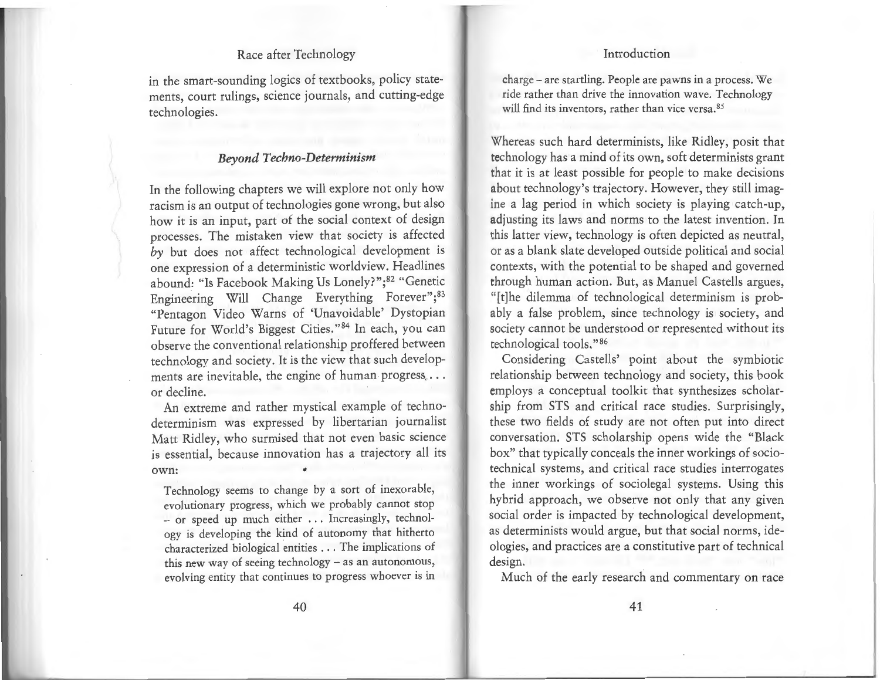in the smart-sounding logics of textbooks, policy statements, court rulings, science journals, and cutting-edge technologies.

### *Beyond Techno-Determinism*

In the following chapters we will explore not only how racism is an output of technologies gone wrong, but also how it is an input, part of the social context of design processes. The mistaken view that society is affected *by* but does not affect technological development is one expression of a deterministic worldview. Headlines abound: "Is Facebook Making Us Lonely?";[82] "Genetic Engineering Will Change Everything Forever";[83] "Pentagon Video Warns of 'Unavoidable' Dystopian Future for World's Biggest Cities."[84] In each, you can observe the conventional relationship proffered between technology and society. It is the view that such developments are inevitable, the engine of human progress . . . or decline.

An extreme and rather mystical example of techno-determinism was expressed by libertarian journalist Matt Ridley, who surmised that not even basic science is essential, because innovation has a trajectory all its own:

> Technology seems to change by a sort of inexorable, evolutionary progress, which we probably cannot stop – or speed up much either . . . Increasingly, technology is developing the kind of autonomy that hitherto characterized biological entities . . . The implications of this new way of seeing technology – as an autonomous, evolving entity that continues to progress whoever is in charge – are startling. People are pawns in a process. We ride rather than drive the innovation wave. Technology will find its inventors, rather than vice versa.[85]

Whereas such hard determinists, like Ridley, posit that technology has a mind of its own, soft determinists grant that it is at least possible for people to make decisions about technology's trajectory. However, they still imagine a lag period in which society is playing catch-up, adjusting its laws and norms to the latest invention. In this latter view, technology is often depicted as neutral, or as a blank slate developed outside political and social contexts, with the potential to be shaped and governed through human action. But, as Manuel Castells argues, "[t]he dilemma of technological determinism is probably a false problem, since technology is society, and society cannot be understood or represented without its technological tools."[86]

Considering Castells' point about the symbiotic relationship between technology and society, this book employs a conceptual toolkit that synthesizes scholarship from STS and critical race studies. Surprisingly, these two fields of study are not often put into direct conversation. STS scholarship opens wide the "Black box" that typically conceals the inner workings of socio-technical systems, and critical race studies interrogates the inner workings of sociolegal systems. Using this hybrid approach, we observe not only that any given social order is impacted by technological development, as determinists would argue, but that social norms, ideologies, and practices are a constitutive part of technical design.

Much of the early research and commentary on race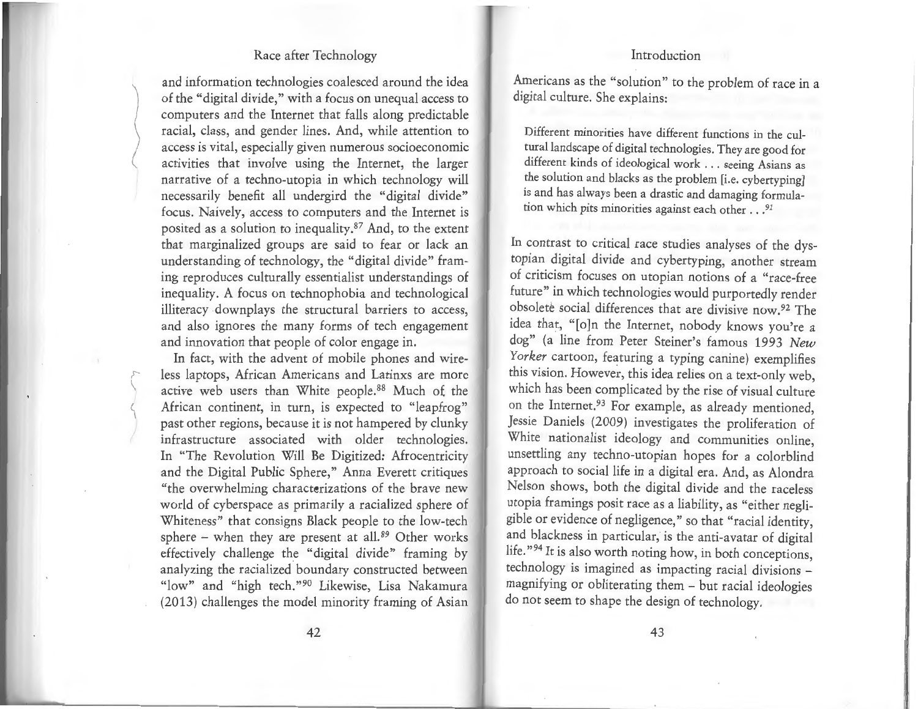and information technologies coalesced around the idea of the "digital divide," with a focus on unequal access to computers and the Internet that falls along predictable racial, class, and gender lines. And, while attention to access is vital, especially given numerous socioeconomic activities that involve using the Internet, the larger narrative of a techno-utopia in which technology will necessarily benefit all undergird the "digital divide" focus. Naively, access to computers and the Internet is posited as a solution to inequality.[87] And, to the extent that marginalized groups are said to fear or lack an understanding of technology, the "digital divide" framing reproduces culturally essentialist understandings of inequality. A focus on technophobia and technological illiteracy downplays the structural barriers to access, and also ignores the many forms of tech engagement and innovation that people of color engage in.

In fact, with the advent of mobile phones and wireless laptops, African Americans and Latinxs are more active web users than White people.[88] Much of the African continent, in turn, is expected to "leapfrog" past other regions, because it is not hampered by clunky infrastructure associated with older technologies. In "The Revolution Will Be Digitized: Afrocentricity and the Digital Public Sphere," Anna Everett critiques "the overwhelming characterizations of the brave new world of cyberspace as primarily a racialized sphere of Whiteness" that consigns Black people to the low-tech sphere – when they are present at all.[89] Other works effectively challenge the "digital divide" framing by analyzing the racialized boundary constructed between "low" and "high tech."[90] Likewise, Lisa Nakamura (2013) challenges the model minority framing of Asian Americans as the "solution" to the problem of race in a digital culture. She explains:

> Different minorities have different functions in the cultural landscape of digital technologies. They are good for different kinds of ideological work . . . seeing Asians as the solution and blacks as the problem [i.e. cybertyping] is and has always been a drastic and damaging formulation which pits minorities against each other . . .[91]

In contrast to critical race studies analyses of the dystopian digital divide and cybertyping, another stream of criticism focuses on utopian notions of a "race-free future" in which technologies would purportedly render obsolete social differences that are divisive now.[92] The idea that, "[o]n the Internet, nobody knows you're a dog" (a line from Peter Steiner's famous 1993 *New Yorker* cartoon, featuring a typing canine) exemplifies this vision. However, this idea relies on a text-only web, which has been complicated by the rise of visual culture on the Internet.[93] For example, as already mentioned, Jessie Daniels (2009) investigates the proliferation of White nationalist ideology and communities online, unsettling any techno-utopian hopes for a colorblind approach to social life in a digital era. And, as Alondra Nelson shows, both the digital divide and the raceless utopia framings posit race as a liability, as "either negligible or evidence of negligence," so that "racial identity, and blackness in particular, is the anti-avatar of digital life."[94] It is also worth noting how, in both conceptions, technology is imagined as impacting racial divisions – magnifying or obliterating them – but racial ideologies do not seem to shape the design of technology.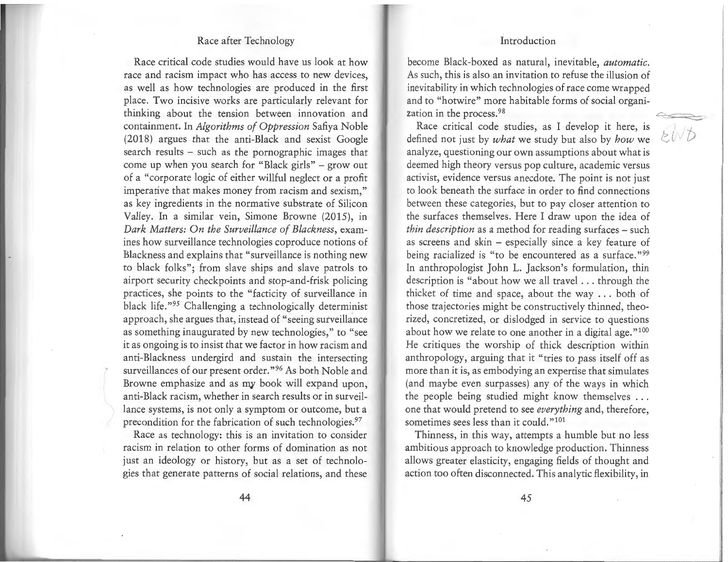Race critical code studies would have us look at how race and racism impact who has access to new devices, as well as how technologies are produced in the first place. Two incisive works are particularly relevant for thinking about the tension between innovation and containment. In *Algorithms of Oppression* Safiya Noble (2018) argues that the anti-Black and sexist Google search results – such as the pornographic images that come up when you search for "Black girls" – grow out of a "corporate logic of either willful neglect or a profit imperative that makes money from racism and sexism," as key ingredients in the normative substrate of Silicon Valley. In a similar vein, Simone Browne (2015), in *Dark Matters: On the Surveillance of Blackness*, examines how surveillance technologies coproduce notions of Blackness and explains that "surveillance is nothing new to black folks"; from slave ships and slave patrols to airport security checkpoints and stop-and-frisk policing practices, she points to the "facticity of surveillance in black life."[95] Challenging a technologically determinist approach, she argues that, instead of "seeing surveillance as something inaugurated by new technologies," to "see it as ongoing is to insist that we factor in how racism and anti-Blackness undergird and sustain the intersecting surveillances of our present order."[96] As both Noble and Browne emphasize and as my book will expand upon, anti-Black racism, whether in search results or in surveillance systems, is not only a symptom or outcome, but a precondition for the fabrication of such technologies.[97]

Race as technology: this is an invitation to consider racism in relation to other forms of domination as not just an ideology or history, but as a set of technologies that generate patterns of social relations, and these become Black-boxed as natural, inevitable, *automatic*. As such, this is also an invitation to refuse the illusion of inevitability in which technologies of race come wrapped and to "hotwire" more habitable forms of social organization in the process.[98]

Race critical code studies, as I develop it here, is defined not just by *what* we study but also by *how* we analyze, questioning our own assumptions about what is deemed high theory versus pop culture, academic versus activist, evidence versus anecdote. The point is not just to look beneath the surface in order to find connections between these categories, but to pay closer attention to the surfaces themselves. Here I draw upon the idea of *thin description* as a method for reading surfaces – such as screens and skin – especially since a key feature of being racialized is "to be encountered as a surface."[99] In anthropologist John L. Jackson's formulation, thin description is "about how we all travel ... through the thicket of time and space, about the way ... both of those trajectories might be constructively thinned, theorized, concretized, or dislodged in service to questions about how we relate to one another in a digital age."[100] He critiques the worship of thick description within anthropology, arguing that it "tries to pass itself off as more than it is, as embodying an expertise that simulates (and maybe even surpasses) any of the ways in which the people being studied might know themselves ... one that would pretend to see *everything* and, therefore, sometimes sees less than it could."[101]

Thinness, in this way, attempts a humble but no less ambitious approach to knowledge production. Thinness allows greater elasticity, engaging fields of thought and action too often disconnected. This analytic flexibility, in